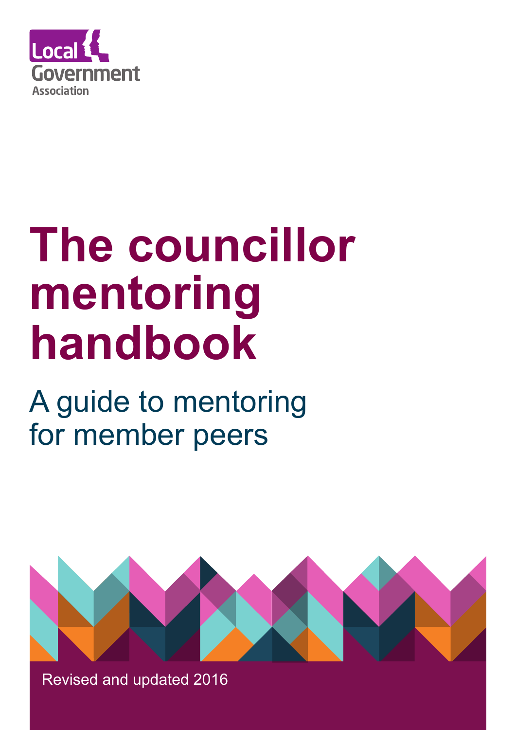Local Government Association

# The councillor mentoring handbook

## A guide to mentoring for member peers

Revised and updated 2016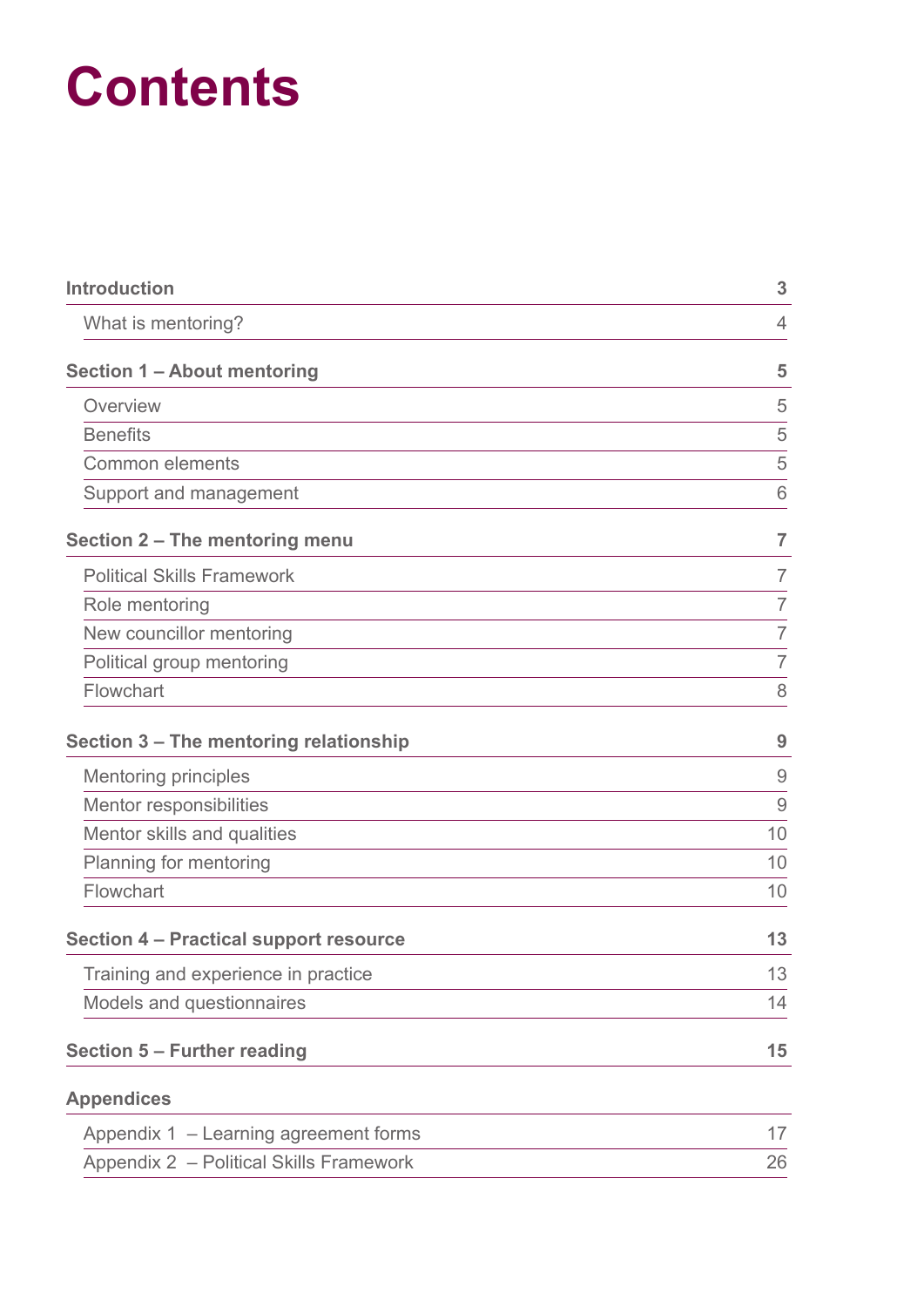# Contents

| | |
|---|---|
| **Introduction** | **3** |
| What is mentoring? | 4 |
| **Section 1 – About mentoring** | **5** |
| Overview | 5 |
| Benefits | 5 |
| Common elements | 5 |
| Support and management | 6 |
| **Section 2 – The mentoring menu** | **7** |
| Political Skills Framework | 7 |
| Role mentoring | 7 |
| New councillor mentoring | 7 |
| Political group mentoring | 7 |
| Flowchart | 8 |
| **Section 3 – The mentoring relationship** | **9** |
| Mentoring principles | 9 |
| Mentor responsibilities | 9 |
| Mentor skills and qualities | 10 |
| Planning for mentoring | 10 |
| Flowchart | 10 |
| **Section 4 – Practical support resource** | **13** |
| Training and experience in practice | 13 |
| Models and questionnaires | 14 |
| **Section 5 – Further reading** | **15** |
| **Appendices** | |
| Appendix 1 – Learning agreement forms | 17 |
| Appendix 2 – Political Skills Framework | 26 |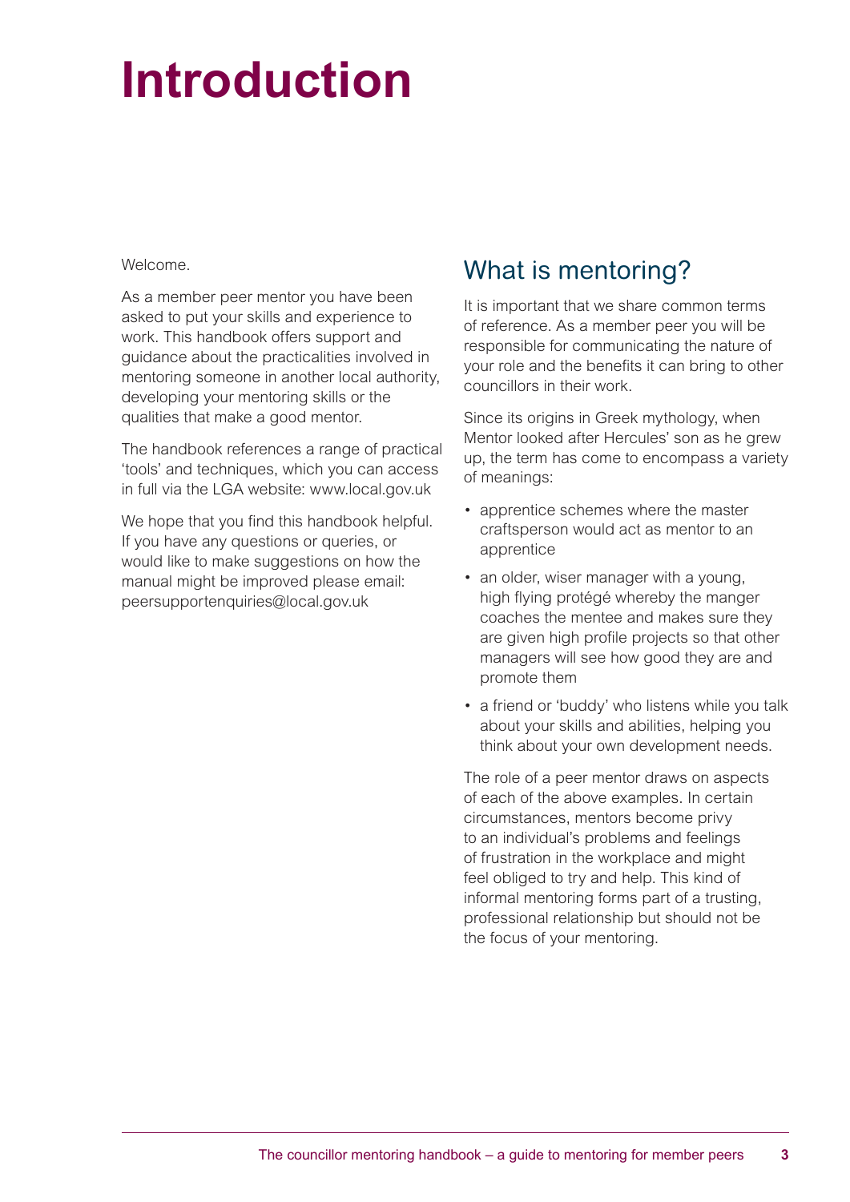# Introduction

Welcome.

As a member peer mentor you have been asked to put your skills and experience to work. This handbook offers support and guidance about the practicalities involved in mentoring someone in another local authority, developing your mentoring skills or the qualities that make a good mentor.

The handbook references a range of practical 'tools' and techniques, which you can access in full via the LGA website: www.local.gov.uk

We hope that you find this handbook helpful. If you have any questions or queries, or would like to make suggestions on how the manual might be improved please email: peersupportenquiries@local.gov.uk

## What is mentoring?

It is important that we share common terms of reference. As a member peer you will be responsible for communicating the nature of your role and the benefits it can bring to other councillors in their work.

Since its origins in Greek mythology, when Mentor looked after Hercules' son as he grew up, the term has come to encompass a variety of meanings:

- apprentice schemes where the master craftsperson would act as mentor to an apprentice
- an older, wiser manager with a young, high flying protégé whereby the manger coaches the mentee and makes sure they are given high profile projects so that other managers will see how good they are and promote them
- a friend or 'buddy' who listens while you talk about your skills and abilities, helping you think about your own development needs.

The role of a peer mentor draws on aspects of each of the above examples. In certain circumstances, mentors become privy to an individual's problems and feelings of frustration in the workplace and might feel obliged to try and help. This kind of informal mentoring forms part of a trusting, professional relationship but should not be the focus of your mentoring.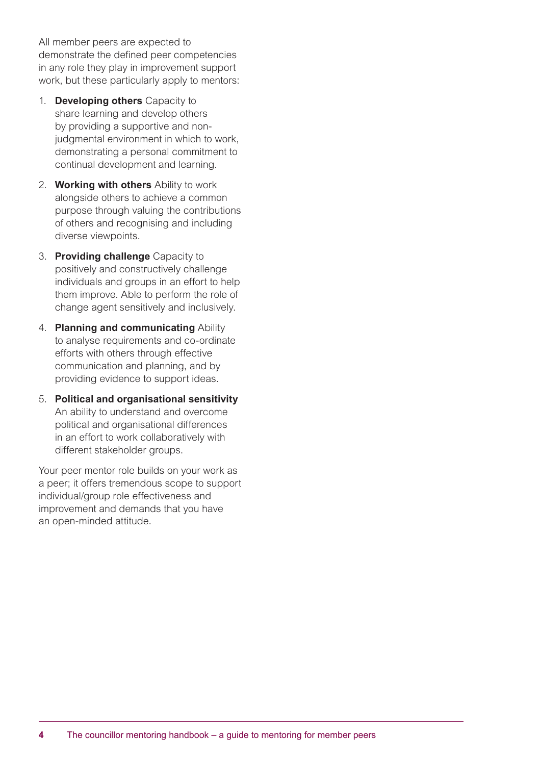All member peers are expected to demonstrate the defined peer competencies in any role they play in improvement support work, but these particularly apply to mentors:

1. **Developing others** Capacity to share learning and develop others by providing a supportive and non-judgmental environment in which to work, demonstrating a personal commitment to continual development and learning.

2. **Working with others** Ability to work alongside others to achieve a common purpose through valuing the contributions of others and recognising and including diverse viewpoints.

3. **Providing challenge** Capacity to positively and constructively challenge individuals and groups in an effort to help them improve. Able to perform the role of change agent sensitively and inclusively.

4. **Planning and communicating** Ability to analyse requirements and co-ordinate efforts with others through effective communication and planning, and by providing evidence to support ideas.

5. **Political and organisational sensitivity** An ability to understand and overcome political and organisational differences in an effort to work collaboratively with different stakeholder groups.

Your peer mentor role builds on your work as a peer; it offers tremendous scope to support individual/group role effectiveness and improvement and demands that you have an open-minded attitude.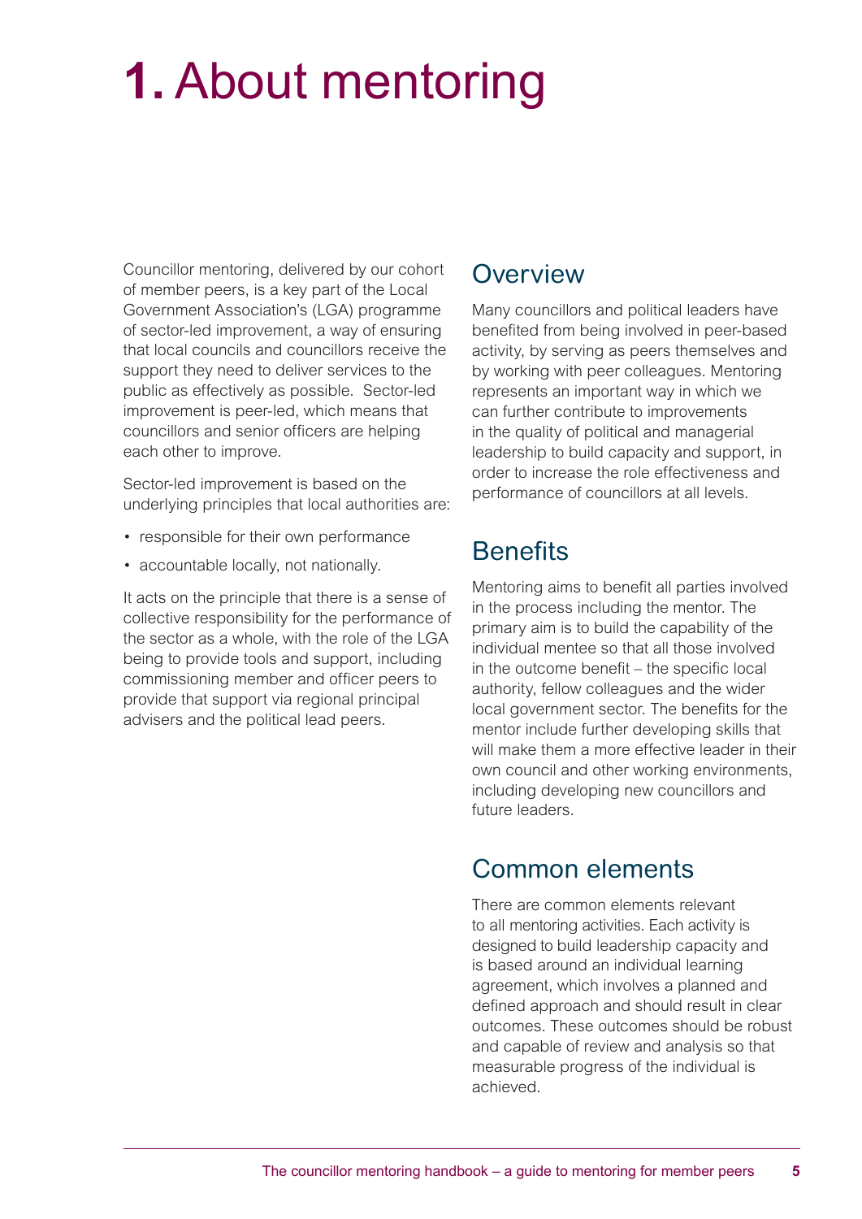# 1. About mentoring

Councillor mentoring, delivered by our cohort of member peers, is a key part of the Local Government Association's (LGA) programme of sector-led improvement, a way of ensuring that local councils and councillors receive the support they need to deliver services to the public as effectively as possible. Sector-led improvement is peer-led, which means that councillors and senior officers are helping each other to improve.

Sector-led improvement is based on the underlying principles that local authorities are:

- responsible for their own performance
- accountable locally, not nationally.

It acts on the principle that there is a sense of collective responsibility for the performance of the sector as a whole, with the role of the LGA being to provide tools and support, including commissioning member and officer peers to provide that support via regional principal advisers and the political lead peers.

## Overview

Many councillors and political leaders have benefited from being involved in peer-based activity, by serving as peers themselves and by working with peer colleagues. Mentoring represents an important way in which we can further contribute to improvements in the quality of political and managerial leadership to build capacity and support, in order to increase the role effectiveness and performance of councillors at all levels.

## Benefits

Mentoring aims to benefit all parties involved in the process including the mentor. The primary aim is to build the capability of the individual mentee so that all those involved in the outcome benefit – the specific local authority, fellow colleagues and the wider local government sector. The benefits for the mentor include further developing skills that will make them a more effective leader in their own council and other working environments, including developing new councillors and future leaders.

## Common elements

There are common elements relevant to all mentoring activities. Each activity is designed to build leadership capacity and is based around an individual learning agreement, which involves a planned and defined approach and should result in clear outcomes. These outcomes should be robust and capable of review and analysis so that measurable progress of the individual is achieved.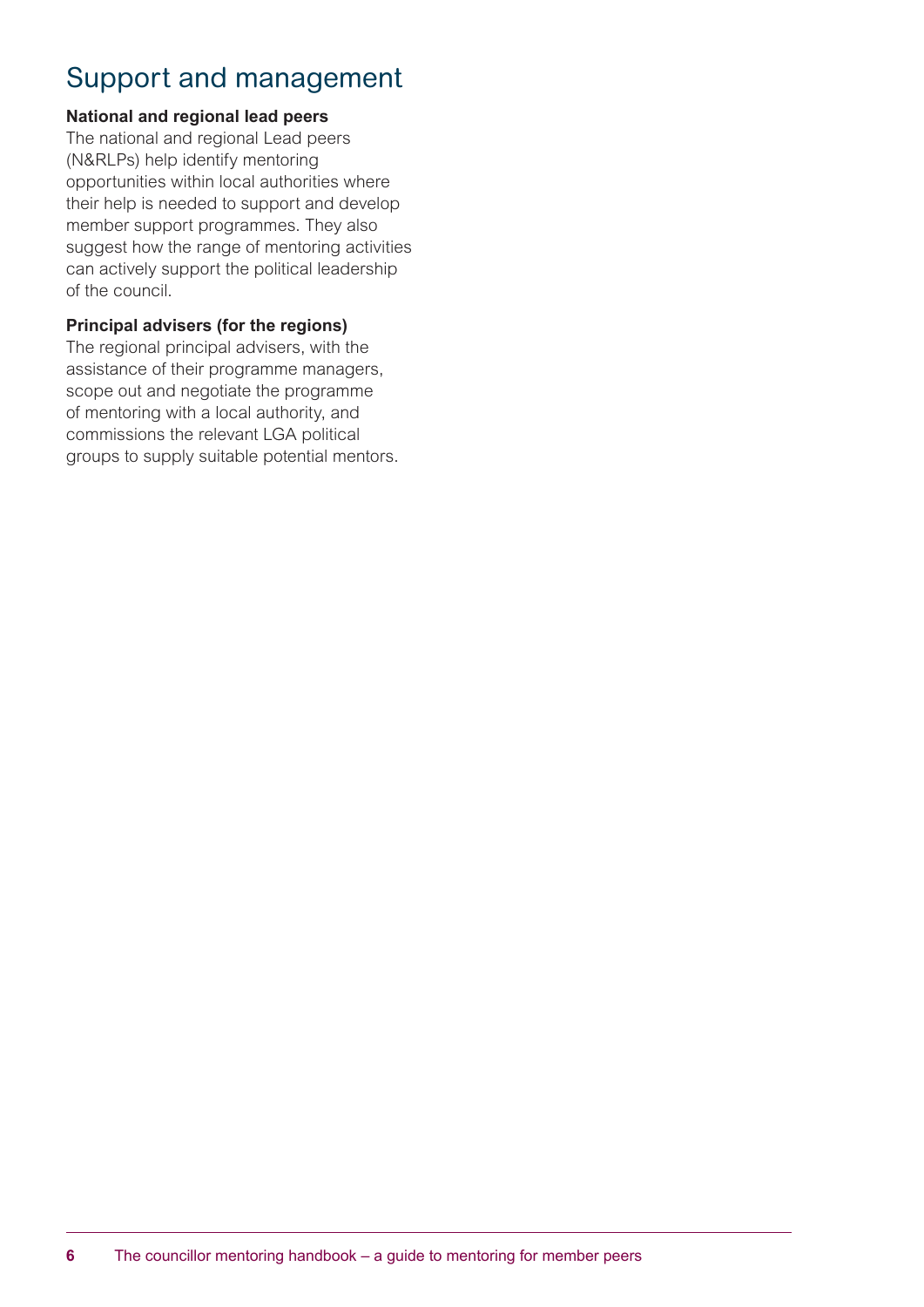# Support and management

**National and regional lead peers**

The national and regional Lead peers (N&RLPs) help identify mentoring opportunities within local authorities where their help is needed to support and develop member support programmes. They also suggest how the range of mentoring activities can actively support the political leadership of the council.

**Principal advisers (for the regions)**

The regional principal advisers, with the assistance of their programme managers, scope out and negotiate the programme of mentoring with a local authority, and commissions the relevant LGA political groups to supply suitable potential mentors.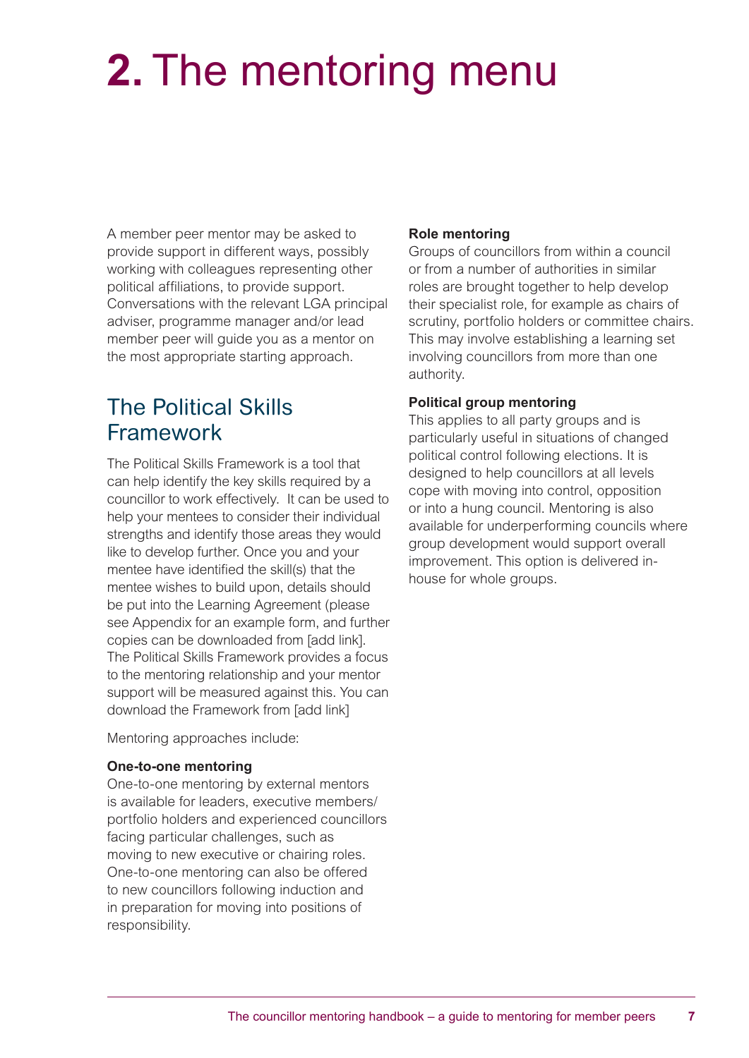# 2. The mentoring menu

A member peer mentor may be asked to provide support in different ways, possibly working with colleagues representing other political affiliations, to provide support. Conversations with the relevant LGA principal adviser, programme manager and/or lead member peer will guide you as a mentor on the most appropriate starting approach.

## The Political Skills Framework

The Political Skills Framework is a tool that can help identify the key skills required by a councillor to work effectively. It can be used to help your mentees to consider their individual strengths and identify those areas they would like to develop further. Once you and your mentee have identified the skill(s) that the mentee wishes to build upon, details should be put into the Learning Agreement (please see Appendix for an example form, and further copies can be downloaded from [add link]. The Political Skills Framework provides a focus to the mentoring relationship and your mentor support will be measured against this. You can download the Framework from [add link]

Mentoring approaches include:

**One-to-one mentoring**
One-to-one mentoring by external mentors is available for leaders, executive members/portfolio holders and experienced councillors facing particular challenges, such as moving to new executive or chairing roles. One-to-one mentoring can also be offered to new councillors following induction and in preparation for moving into positions of responsibility.

**Role mentoring**
Groups of councillors from within a council or from a number of authorities in similar roles are brought together to help develop their specialist role, for example as chairs of scrutiny, portfolio holders or committee chairs. This may involve establishing a learning set involving councillors from more than one authority.

**Political group mentoring**
This applies to all party groups and is particularly useful in situations of changed political control following elections. It is designed to help councillors at all levels cope with moving into control, opposition or into a hung council. Mentoring is also available for underperforming councils where group development would support overall improvement. This option is delivered in-house for whole groups.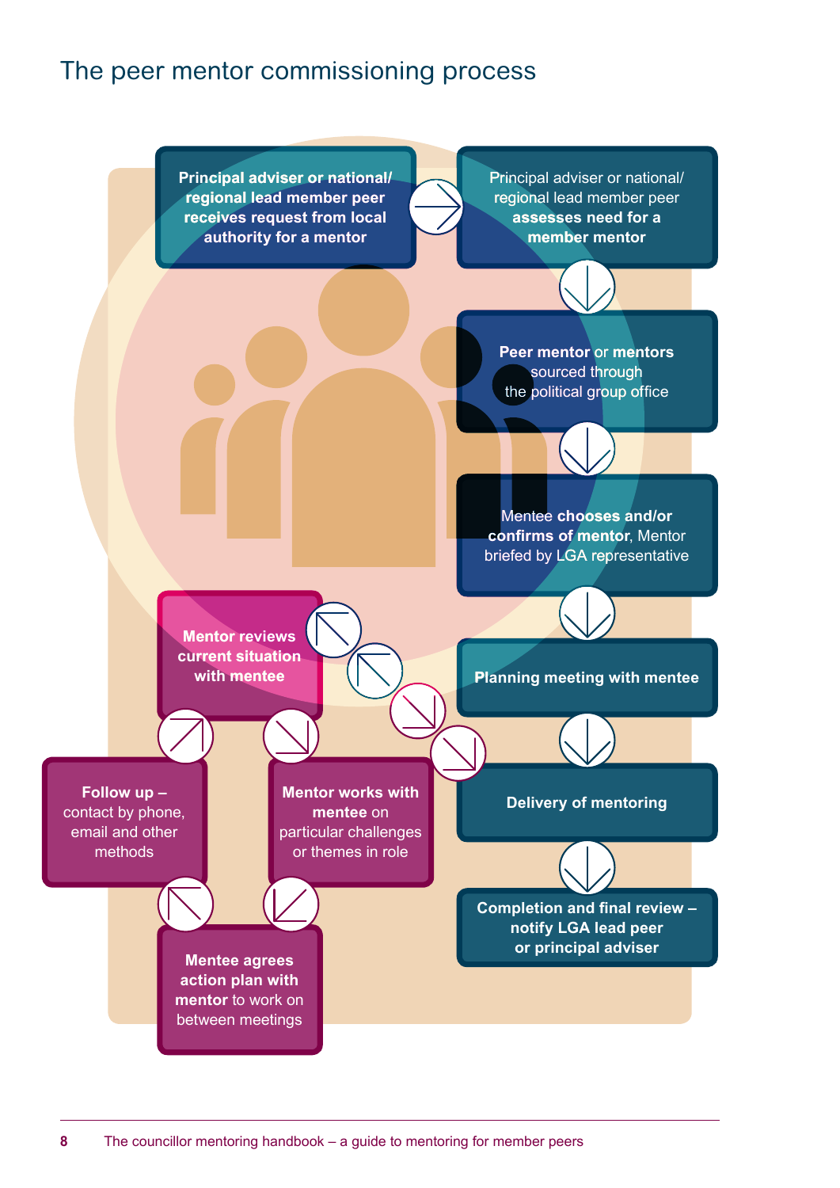# The peer mentor commissioning process

**Principal adviser or national/ regional lead member peer receives request from local authority for a mentor**

Principal adviser or national/ regional lead member peer **assesses need for a member mentor**

**Peer mentor** or **mentors** sourced through the political group office

Mentee **chooses and/or confirms of mentor**, Mentor briefed by LGA representative

**Planning meeting with mentee**

**Delivery of mentoring**

**Mentor reviews current situation with mentee**

**Mentor works with mentee** on particular challenges or themes in role

**Mentee agrees action plan with mentor** to work on between meetings

**Follow up –** contact by phone, email and other methods

**Completion and final review – notify LGA lead peer or principal adviser**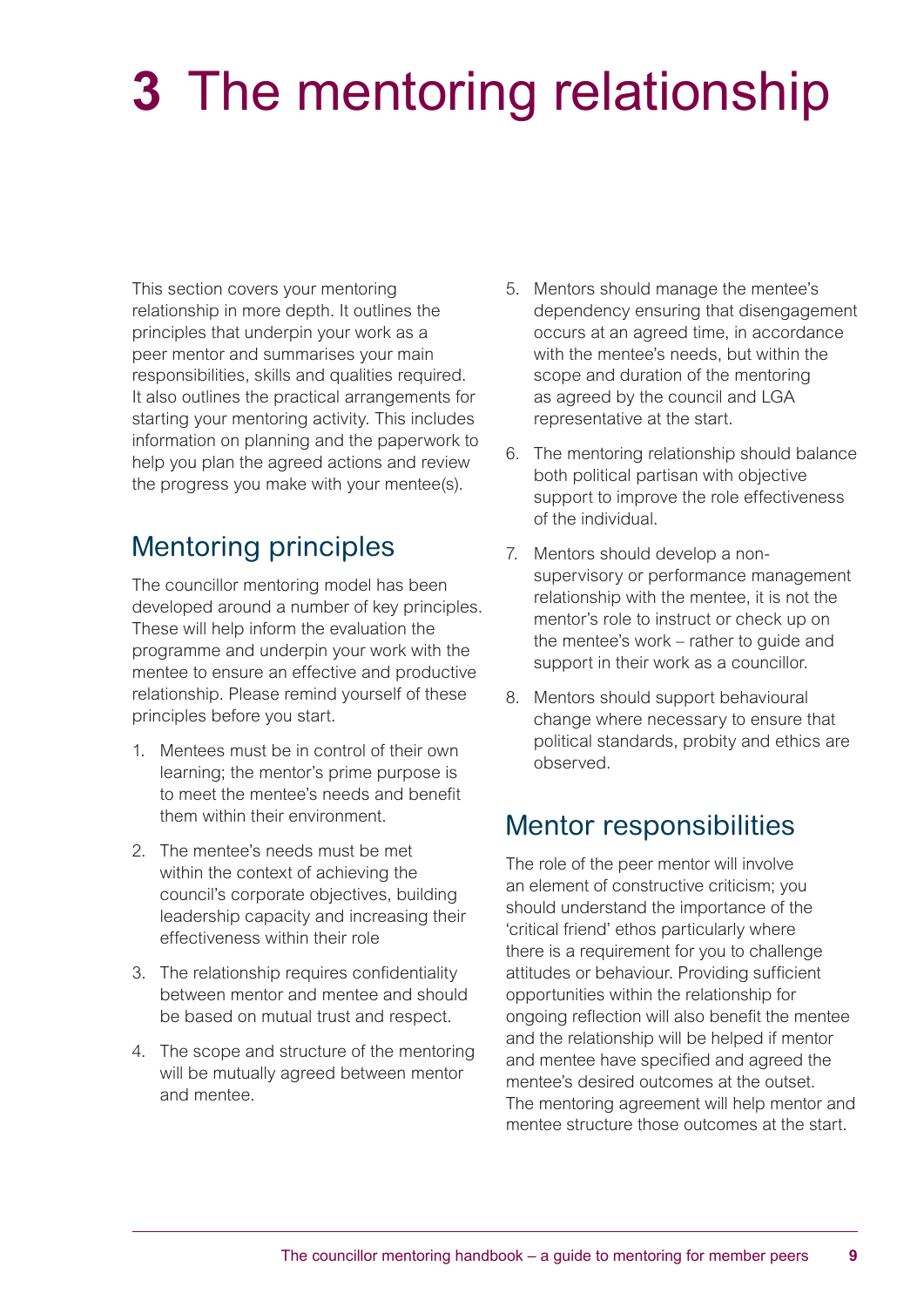# 3 The mentoring relationship

This section covers your mentoring relationship in more depth. It outlines the principles that underpin your work as a peer mentor and summarises your main responsibilities, skills and qualities required. It also outlines the practical arrangements for starting your mentoring activity. This includes information on planning and the paperwork to help you plan the agreed actions and review the progress you make with your mentee(s).

## Mentoring principles

The councillor mentoring model has been developed around a number of key principles. These will help inform the evaluation the programme and underpin your work with the mentee to ensure an effective and productive relationship. Please remind yourself of these principles before you start.

1. Mentees must be in control of their own learning; the mentor's prime purpose is to meet the mentee's needs and benefit them within their environment.
2. The mentee's needs must be met within the context of achieving the council's corporate objectives, building leadership capacity and increasing their effectiveness within their role
3. The relationship requires confidentiality between mentor and mentee and should be based on mutual trust and respect.
4. The scope and structure of the mentoring will be mutually agreed between mentor and mentee.
5. Mentors should manage the mentee's dependency ensuring that disengagement occurs at an agreed time, in accordance with the mentee's needs, but within the scope and duration of the mentoring as agreed by the council and LGA representative at the start.
6. The mentoring relationship should balance both political partisan with objective support to improve the role effectiveness of the individual.
7. Mentors should develop a non-supervisory or performance management relationship with the mentee, it is not the mentor's role to instruct or check up on the mentee's work – rather to guide and support in their work as a councillor.
8. Mentors should support behavioural change where necessary to ensure that political standards, probity and ethics are observed.

## Mentor responsibilities

The role of the peer mentor will involve an element of constructive criticism; you should understand the importance of the 'critical friend' ethos particularly where there is a requirement for you to challenge attitudes or behaviour. Providing sufficient opportunities within the relationship for ongoing reflection will also benefit the mentee and the relationship will be helped if mentor and mentee have specified and agreed the mentee's desired outcomes at the outset. The mentoring agreement will help mentor and mentee structure those outcomes at the start.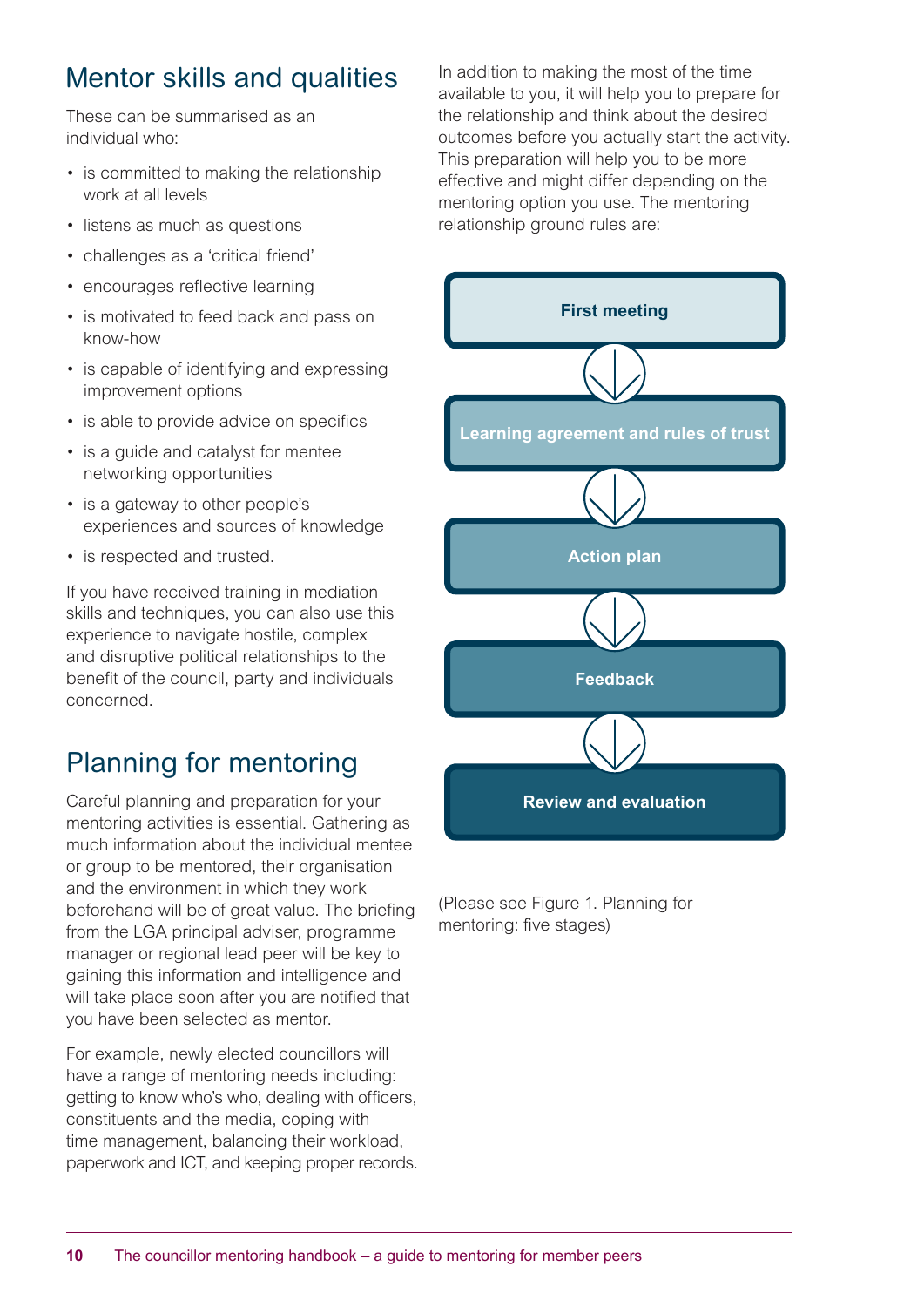## Mentor skills and qualities

These can be summarised as an individual who:

- is committed to making the relationship work at all levels
- listens as much as questions
- challenges as a 'critical friend'
- encourages reflective learning
- is motivated to feed back and pass on know-how
- is capable of identifying and expressing improvement options
- is able to provide advice on specifics
- is a guide and catalyst for mentee networking opportunities
- is a gateway to other people's experiences and sources of knowledge
- is respected and trusted.

If you have received training in mediation skills and techniques, you can also use this experience to navigate hostile, complex and disruptive political relationships to the benefit of the council, party and individuals concerned.

## Planning for mentoring

Careful planning and preparation for your mentoring activities is essential. Gathering as much information about the individual mentee or group to be mentored, their organisation and the environment in which they work beforehand will be of great value. The briefing from the LGA principal adviser, programme manager or regional lead peer will be key to gaining this information and intelligence and will take place soon after you are notified that you have been selected as mentor.

For example, newly elected councillors will have a range of mentoring needs including: getting to know who's who, dealing with officers, constituents and the media, coping with time management, balancing their workload, paperwork and ICT, and keeping proper records.

In addition to making the most of the time available to you, it will help you to prepare for the relationship and think about the desired outcomes before you actually start the activity. This preparation will help you to be more effective and might differ depending on the mentoring option you use. The mentoring relationship ground rules are:

**First meeting**

↓

**Learning agreement and rules of trust**

↓

**Action plan**

↓

**Feedback**

↓

**Review and evaluation**

(Please see Figure 1. Planning for mentoring: five stages)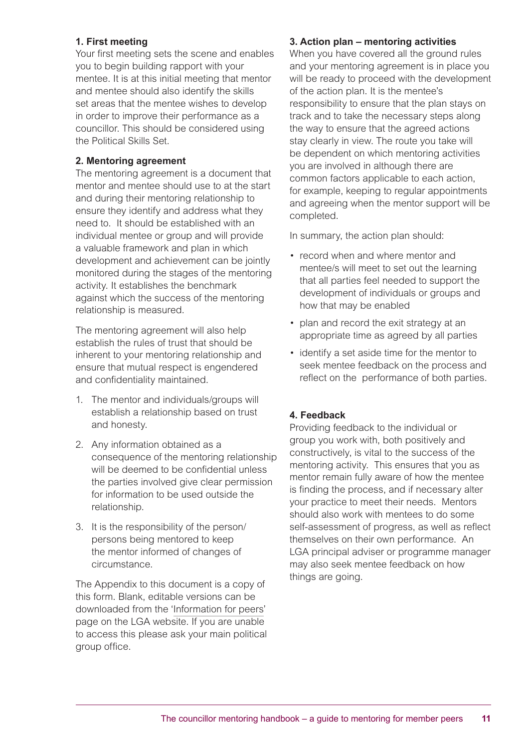### 1. First meeting

Your first meeting sets the scene and enables you to begin building rapport with your mentee. It is at this initial meeting that mentor and mentee should also identify the skills set areas that the mentee wishes to develop in order to improve their performance as a councillor. This should be considered using the Political Skills Set.

### 2. Mentoring agreement

The mentoring agreement is a document that mentor and mentee should use to at the start and during their mentoring relationship to ensure they identify and address what they need to. It should be established with an individual mentee or group and will provide a valuable framework and plan in which development and achievement can be jointly monitored during the stages of the mentoring activity. It establishes the benchmark against which the success of the mentoring relationship is measured.

The mentoring agreement will also help establish the rules of trust that should be inherent to your mentoring relationship and ensure that mutual respect is engendered and confidentiality maintained.

1. The mentor and individuals/groups will establish a relationship based on trust and honesty.
2. Any information obtained as a consequence of the mentoring relationship will be deemed to be confidential unless the parties involved give clear permission for information to be used outside the relationship.
3. It is the responsibility of the person/persons being mentored to keep the mentor informed of changes of circumstance.

The Appendix to this document is a copy of this form. Blank, editable versions can be downloaded from the 'Information for peers' page on the LGA website. If you are unable to access this please ask your main political group office.

### 3. Action plan – mentoring activities

When you have covered all the ground rules and your mentoring agreement is in place you will be ready to proceed with the development of the action plan. It is the mentee's responsibility to ensure that the plan stays on track and to take the necessary steps along the way to ensure that the agreed actions stay clearly in view. The route you take will be dependent on which mentoring activities you are involved in although there are common factors applicable to each action, for example, keeping to regular appointments and agreeing when the mentor support will be completed.

In summary, the action plan should:

- record when and where mentor and mentee/s will meet to set out the learning that all parties feel needed to support the development of individuals or groups and how that may be enabled
- plan and record the exit strategy at an appropriate time as agreed by all parties
- identify a set aside time for the mentor to seek mentee feedback on the process and reflect on the performance of both parties.

### 4. Feedback

Providing feedback to the individual or group you work with, both positively and constructively, is vital to the success of the mentoring activity. This ensures that you as mentor remain fully aware of how the mentee is finding the process, and if necessary alter your practice to meet their needs. Mentors should also work with mentees to do some self-assessment of progress, as well as reflect themselves on their own performance. An LGA principal adviser or programme manager may also seek mentee feedback on how things are going.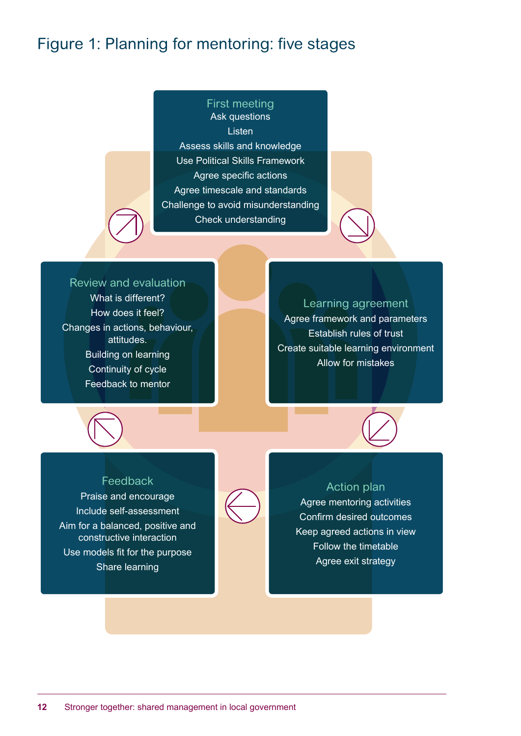# Figure 1: Planning for mentoring: five stages

### First meeting

- Ask questions
- Listen
- Assess skills and knowledge
- Use Political Skills Framework
- Agree specific actions
- Agree timescale and standards
- Challenge to avoid misunderstanding
- Check understanding

### Learning agreement

- Agree framework and parameters
- Establish rules of trust
- Create suitable learning environment
- Allow for mistakes

### Action plan

- Agree mentoring activities
- Confirm desired outcomes
- Keep agreed actions in view
- Follow the timetable
- Agree exit strategy

### Feedback

- Praise and encourage
- Include self-assessment
- Aim for a balanced, positive and constructive interaction
- Use models fit for the purpose
- Share learning

### Review and evaluation

- What is different?
- How does it feel?
- Changes in actions, behaviour, attitudes.
- Building on learning
- Continuity of cycle
- Feedback to mentor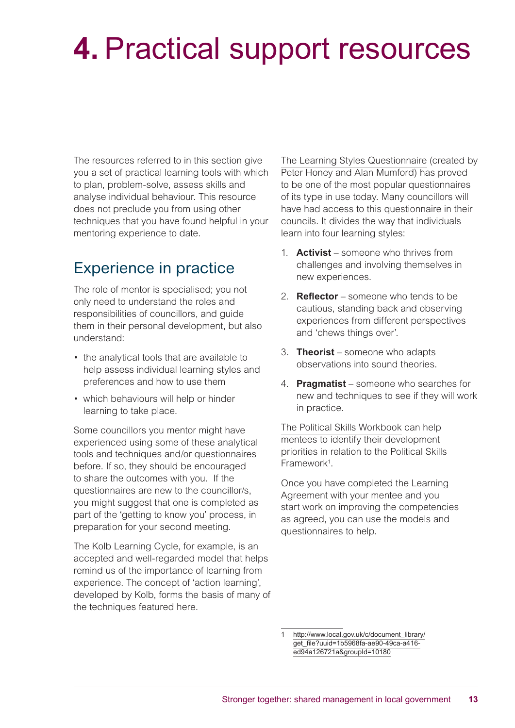# 4. Practical support resources

The resources referred to in this section give you a set of practical learning tools with which to plan, problem-solve, assess skills and analyse individual behaviour. This resource does not preclude you from using other techniques that you have found helpful in your mentoring experience to date.

## Experience in practice

The role of mentor is specialised; you not only need to understand the roles and responsibilities of councillors, and guide them in their personal development, but also understand:

- the analytical tools that are available to help assess individual learning styles and preferences and how to use them
- which behaviours will help or hinder learning to take place.

Some councillors you mentor might have experienced using some of these analytical tools and techniques and/or questionnaires before. If so, they should be encouraged to share the outcomes with you. If the questionnaires are new to the councillor/s, you might suggest that one is completed as part of the 'getting to know you' process, in preparation for your second meeting.

The Kolb Learning Cycle, for example, is an accepted and well-regarded model that helps remind us of the importance of learning from experience. The concept of 'action learning', developed by Kolb, forms the basis of many of the techniques featured here.

The Learning Styles Questionnaire (created by Peter Honey and Alan Mumford) has proved to be one of the most popular questionnaires of its type in use today. Many councillors will have had access to this questionnaire in their councils. It divides the way that individuals learn into four learning styles:

1. **Activist** – someone who thrives from challenges and involving themselves in new experiences.
2. **Reflector** – someone who tends to be cautious, standing back and observing experiences from different perspectives and 'chews things over'.
3. **Theorist** – someone who adapts observations into sound theories.
4. **Pragmatist** – someone who searches for new and techniques to see if they will work in practice.

The Political Skills Workbook can help mentees to identify their development priorities in relation to the Political Skills Framework[1].

Once you have completed the Learning Agreement with your mentee and you start work on improving the competencies as agreed, you can use the models and questionnaires to help.

1 http://www.local.gov.uk/c/document_library/get_file?uuid=1b5968fa-ae90-49ca-a416-ed94a126721a&groupId=10180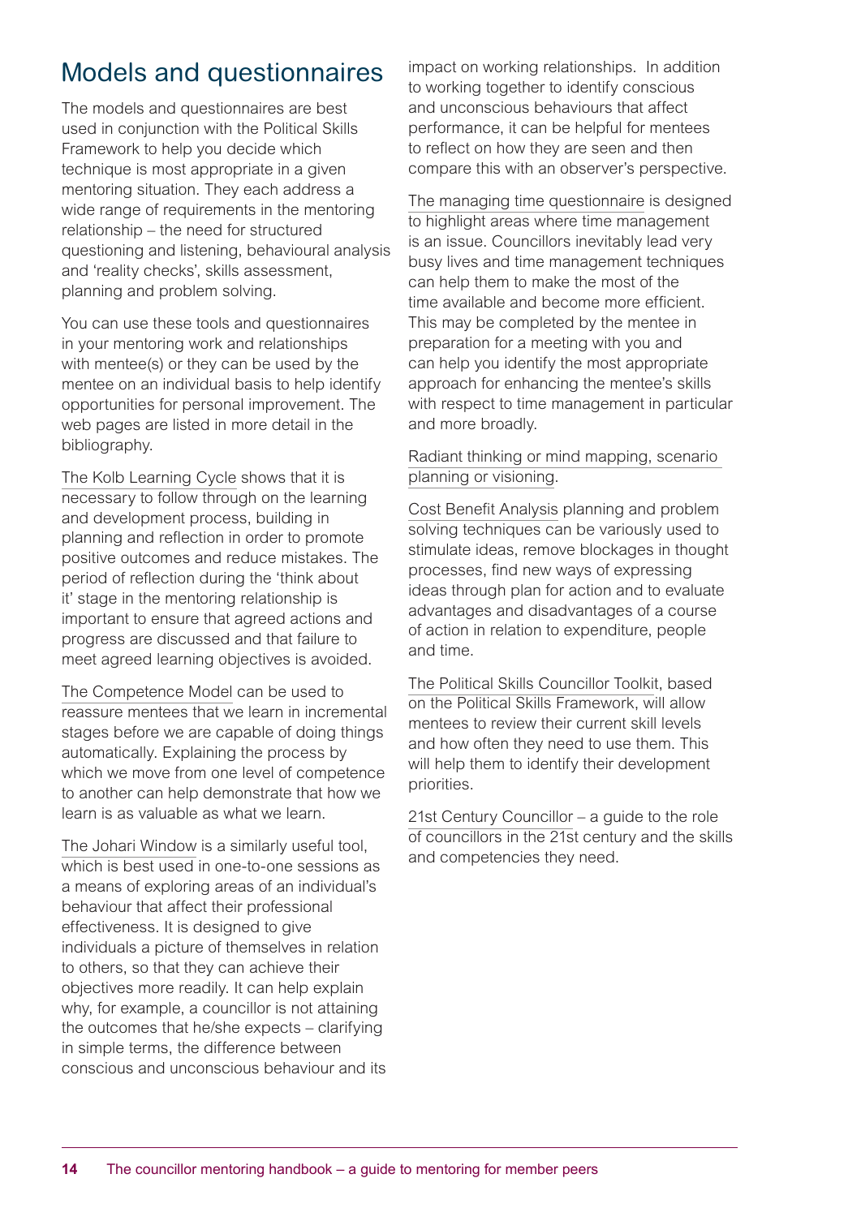## Models and questionnaires

The models and questionnaires are best used in conjunction with the Political Skills Framework to help you decide which technique is most appropriate in a given mentoring situation. They each address a wide range of requirements in the mentoring relationship – the need for structured questioning and listening, behavioural analysis and 'reality checks', skills assessment, planning and problem solving.

You can use these tools and questionnaires in your mentoring work and relationships with mentee(s) or they can be used by the mentee on an individual basis to help identify opportunities for personal improvement. The web pages are listed in more detail in the bibliography.

The Kolb Learning Cycle shows that it is necessary to follow through on the learning and development process, building in planning and reflection in order to promote positive outcomes and reduce mistakes. The period of reflection during the 'think about it' stage in the mentoring relationship is important to ensure that agreed actions and progress are discussed and that failure to meet agreed learning objectives is avoided.

The Competence Model can be used to reassure mentees that we learn in incremental stages before we are capable of doing things automatically. Explaining the process by which we move from one level of competence to another can help demonstrate that how we learn is as valuable as what we learn.

The Johari Window is a similarly useful tool, which is best used in one-to-one sessions as a means of exploring areas of an individual's behaviour that affect their professional effectiveness. It is designed to give individuals a picture of themselves in relation to others, so that they can achieve their objectives more readily. It can help explain why, for example, a councillor is not attaining the outcomes that he/she expects – clarifying in simple terms, the difference between conscious and unconscious behaviour and its impact on working relationships. In addition to working together to identify conscious and unconscious behaviours that affect performance, it can be helpful for mentees to reflect on how they are seen and then compare this with an observer's perspective.

The managing time questionnaire is designed to highlight areas where time management is an issue. Councillors inevitably lead very busy lives and time management techniques can help them to make the most of the time available and become more efficient. This may be completed by the mentee in preparation for a meeting with you and can help you identify the most appropriate approach for enhancing the mentee's skills with respect to time management in particular and more broadly.

Radiant thinking or mind mapping, scenario planning or visioning.

Cost Benefit Analysis planning and problem solving techniques can be variously used to stimulate ideas, remove blockages in thought processes, find new ways of expressing ideas through plan for action and to evaluate advantages and disadvantages of a course of action in relation to expenditure, people and time.

The Political Skills Councillor Toolkit, based on the Political Skills Framework, will allow mentees to review their current skill levels and how often they need to use them. This will help them to identify their development priorities.

21st Century Councillor – a guide to the role of councillors in the 21st century and the skills and competencies they need.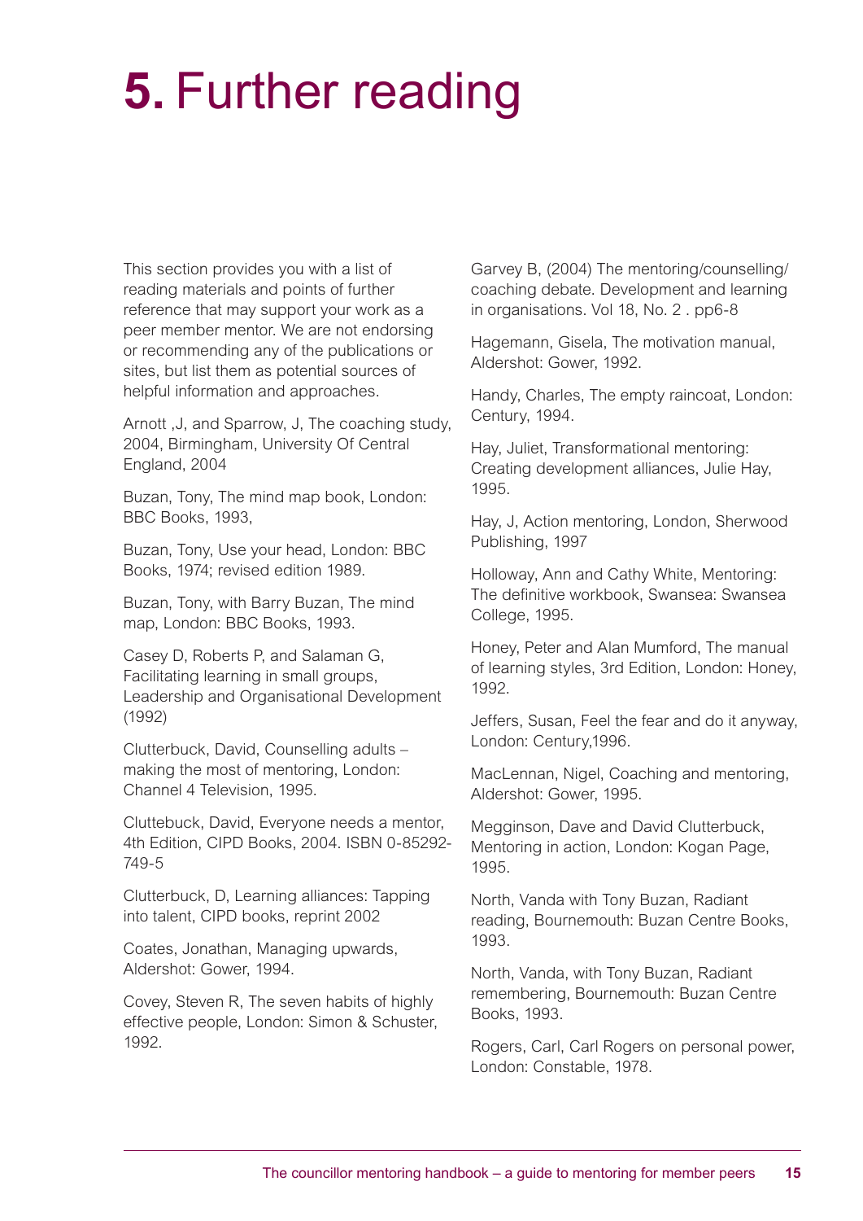# 5. Further reading

This section provides you with a list of reading materials and points of further reference that may support your work as a peer member mentor. We are not endorsing or recommending any of the publications or sites, but list them as potential sources of helpful information and approaches.

Arnott ,J, and Sparrow, J, The coaching study, 2004, Birmingham, University Of Central England, 2004

Buzan, Tony, The mind map book, London: BBC Books, 1993,

Buzan, Tony, Use your head, London: BBC Books, 1974; revised edition 1989.

Buzan, Tony, with Barry Buzan, The mind map, London: BBC Books, 1993.

Casey D, Roberts P, and Salaman G, Facilitating learning in small groups, Leadership and Organisational Development (1992)

Clutterbuck, David, Counselling adults – making the most of mentoring, London: Channel 4 Television, 1995.

Cluttebuck, David, Everyone needs a mentor, 4th Edition, CIPD Books, 2004. ISBN 0-85292-749-5

Clutterbuck, D, Learning alliances: Tapping into talent, CIPD books, reprint 2002

Coates, Jonathan, Managing upwards, Aldershot: Gower, 1994.

Covey, Steven R, The seven habits of highly effective people, London: Simon & Schuster, 1992.

Garvey B, (2004) The mentoring/counselling/coaching debate. Development and learning in organisations. Vol 18, No. 2 . pp6-8

Hagemann, Gisela, The motivation manual, Aldershot: Gower, 1992.

Handy, Charles, The empty raincoat, London: Century, 1994.

Hay, Juliet, Transformational mentoring: Creating development alliances, Julie Hay, 1995.

Hay, J, Action mentoring, London, Sherwood Publishing, 1997

Holloway, Ann and Cathy White, Mentoring: The definitive workbook, Swansea: Swansea College, 1995.

Honey, Peter and Alan Mumford, The manual of learning styles, 3rd Edition, London: Honey, 1992.

Jeffers, Susan, Feel the fear and do it anyway, London: Century,1996.

MacLennan, Nigel, Coaching and mentoring, Aldershot: Gower, 1995.

Megginson, Dave and David Clutterbuck, Mentoring in action, London: Kogan Page, 1995.

North, Vanda with Tony Buzan, Radiant reading, Bournemouth: Buzan Centre Books, 1993.

North, Vanda, with Tony Buzan, Radiant remembering, Bournemouth: Buzan Centre Books, 1993.

Rogers, Carl, Carl Rogers on personal power, London: Constable, 1978.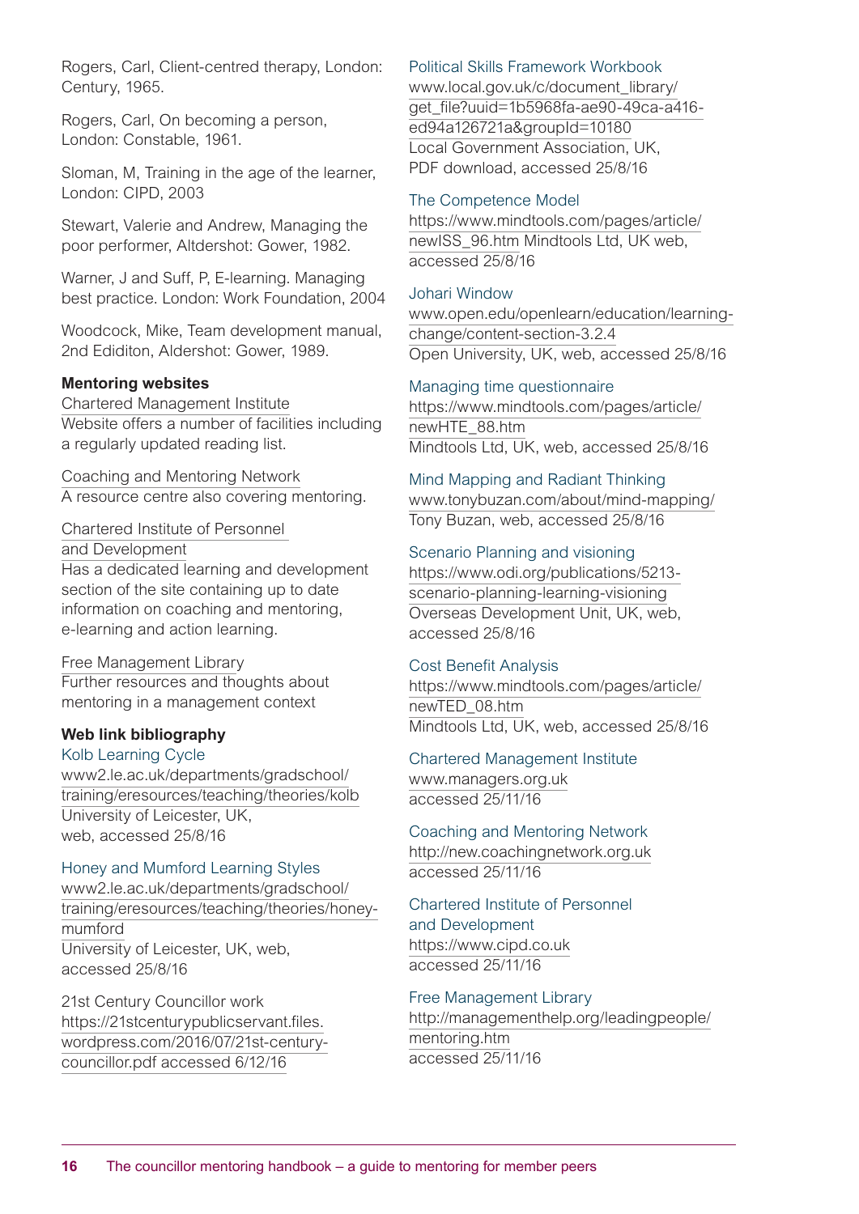Rogers, Carl, Client-centred therapy, London: Century, 1965.

Rogers, Carl, On becoming a person, London: Constable, 1961.

Sloman, M, Training in the age of the learner, London: CIPD, 2003

Stewart, Valerie and Andrew, Managing the poor performer, Altdershot: Gower, 1982.

Warner, J and Suff, P, E-learning. Managing best practice. London: Work Foundation, 2004

Woodcock, Mike, Team development manual, 2nd Ediditon, Aldershot: Gower, 1989.

**Mentoring websites**

Chartered Management Institute
Website offers a number of facilities including a regularly updated reading list.

Coaching and Mentoring Network
A resource centre also covering mentoring.

Chartered Institute of Personnel and Development
Has a dedicated learning and development section of the site containing up to date information on coaching and mentoring, e-learning and action learning.

Free Management Library
Further resources and thoughts about mentoring in a management context

**Web link bibliography**

Kolb Learning Cycle
www2.le.ac.uk/departments/gradschool/training/eresources/teaching/theories/kolb
University of Leicester, UK, web, accessed 25/8/16

Honey and Mumford Learning Styles
www2.le.ac.uk/departments/gradschool/training/eresources/teaching/theories/honey-mumford
University of Leicester, UK, web, accessed 25/8/16

21st Century Councillor work
https://21stcenturypublicservant.files.wordpress.com/2016/07/21st-century-councillor.pdf accessed 6/12/16

Political Skills Framework Workbook
www.local.gov.uk/c/document_library/get_file?uuid=1b5968fa-ae90-49ca-a416-ed94a126721a&groupId=10180
Local Government Association, UK, PDF download, accessed 25/8/16

The Competence Model
https://www.mindtools.com/pages/article/newISS_96.htm Mindtools Ltd, UK web, accessed 25/8/16

Johari Window
www.open.edu/openlearn/education/learning-change/content-section-3.2.4
Open University, UK, web, accessed 25/8/16

Managing time questionnaire
https://www.mindtools.com/pages/article/newHTE_88.htm
Mindtools Ltd, UK, web, accessed 25/8/16

Mind Mapping and Radiant Thinking
www.tonybuzan.com/about/mind-mapping/
Tony Buzan, web, accessed 25/8/16

Scenario Planning and visioning
https://www.odi.org/publications/5213-scenario-planning-learning-visioning
Overseas Development Unit, UK, web, accessed 25/8/16

Cost Benefit Analysis
https://www.mindtools.com/pages/article/newTED_08.htm
Mindtools Ltd, UK, web, accessed 25/8/16

Chartered Management Institute
www.managers.org.uk
accessed 25/11/16

Coaching and Mentoring Network
http://new.coachingnetwork.org.uk
accessed 25/11/16

Chartered Institute of Personnel and Development
https://www.cipd.co.uk
accessed 25/11/16

Free Management Library
http://managementhelp.org/leadingpeople/mentoring.htm
accessed 25/11/16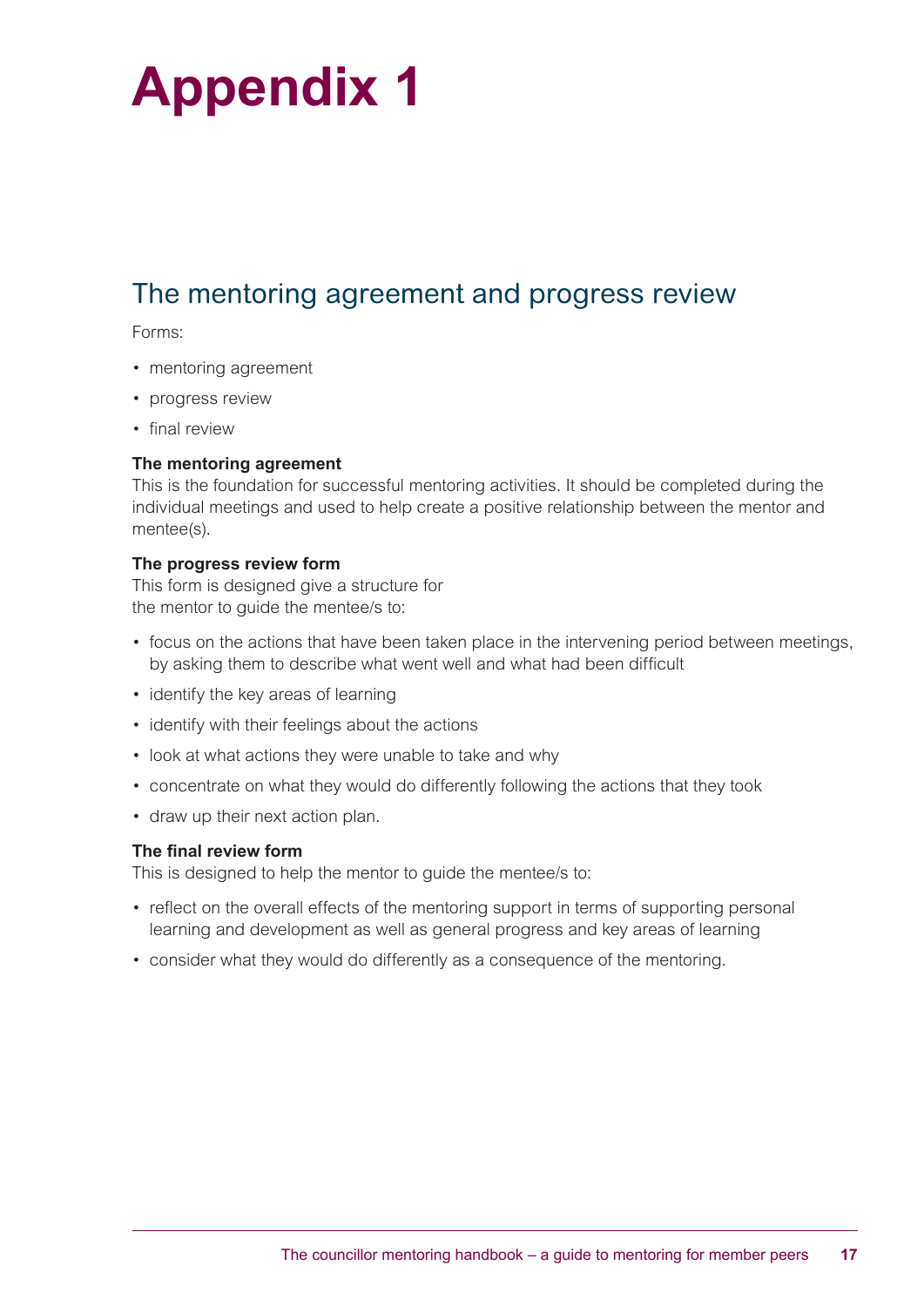# Appendix 1

## The mentoring agreement and progress review

Forms:

- mentoring agreement
- progress review
- final review

**The mentoring agreement**
This is the foundation for successful mentoring activities. It should be completed during the individual meetings and used to help create a positive relationship between the mentor and mentee(s).

**The progress review form**
This form is designed give a structure for the mentor to guide the mentee/s to:

- focus on the actions that have been taken place in the intervening period between meetings, by asking them to describe what went well and what had been difficult
- identify the key areas of learning
- identify with their feelings about the actions
- look at what actions they were unable to take and why
- concentrate on what they would do differently following the actions that they took
- draw up their next action plan.

**The final review form**
This is designed to help the mentor to guide the mentee/s to:

- reflect on the overall effects of the mentoring support in terms of supporting personal learning and development as well as general progress and key areas of learning
- consider what they would do differently as a consequence of the mentoring.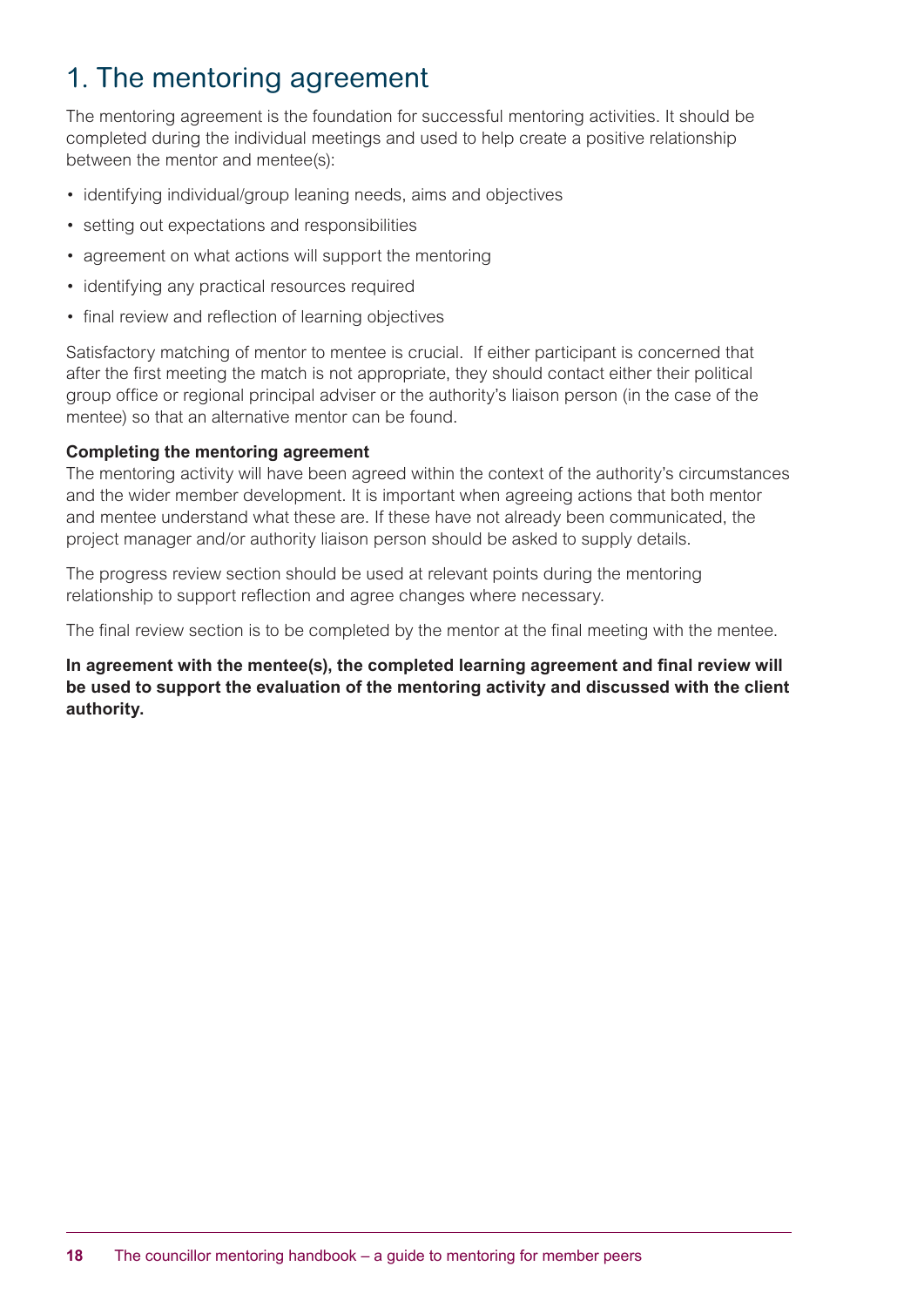# 1. The mentoring agreement

The mentoring agreement is the foundation for successful mentoring activities. It should be completed during the individual meetings and used to help create a positive relationship between the mentor and mentee(s):

- identifying individual/group leaning needs, aims and objectives
- setting out expectations and responsibilities
- agreement on what actions will support the mentoring
- identifying any practical resources required
- final review and reflection of learning objectives

Satisfactory matching of mentor to mentee is crucial. If either participant is concerned that after the first meeting the match is not appropriate, they should contact either their political group office or regional principal adviser or the authority's liaison person (in the case of the mentee) so that an alternative mentor can be found.

**Completing the mentoring agreement**

The mentoring activity will have been agreed within the context of the authority's circumstances and the wider member development. It is important when agreeing actions that both mentor and mentee understand what these are. If these have not already been communicated, the project manager and/or authority liaison person should be asked to supply details.

The progress review section should be used at relevant points during the mentoring relationship to support reflection and agree changes where necessary.

The final review section is to be completed by the mentor at the final meeting with the mentee.

**In agreement with the mentee(s), the completed learning agreement and final review will be used to support the evaluation of the mentoring activity and discussed with the client authority.**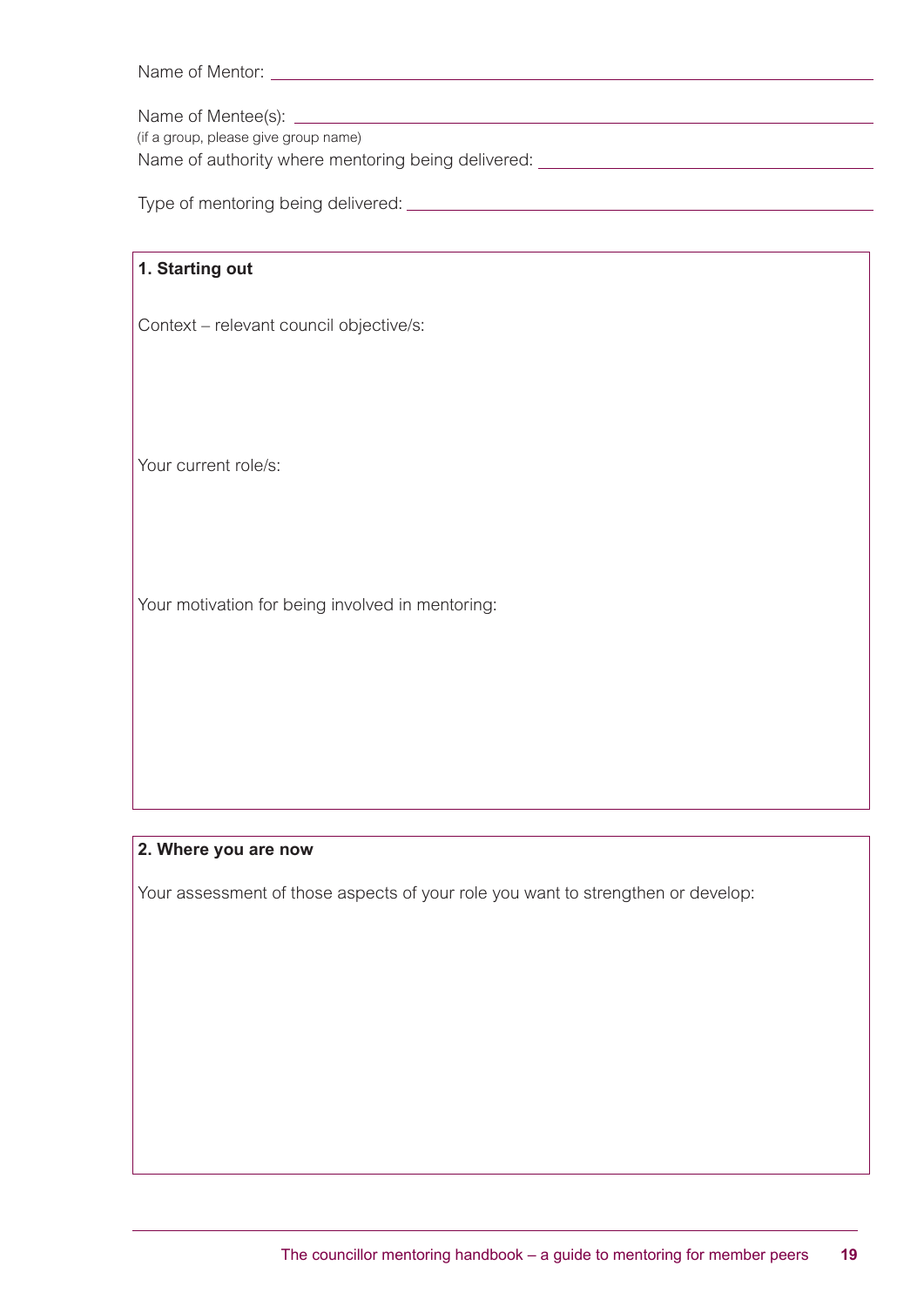Name of Mentor: ______________________________________________

Name of Mentee(s): ______________________________________________
(if a group, please give group name)

Name of authority where mentoring being delivered: ______________________________

Type of mentoring being delivered: ______________________________________

**1. Starting out**

Context – relevant council objective/s:

Your current role/s:

Your motivation for being involved in mentoring:

**2. Where you are now**

Your assessment of those aspects of your role you want to strengthen or develop: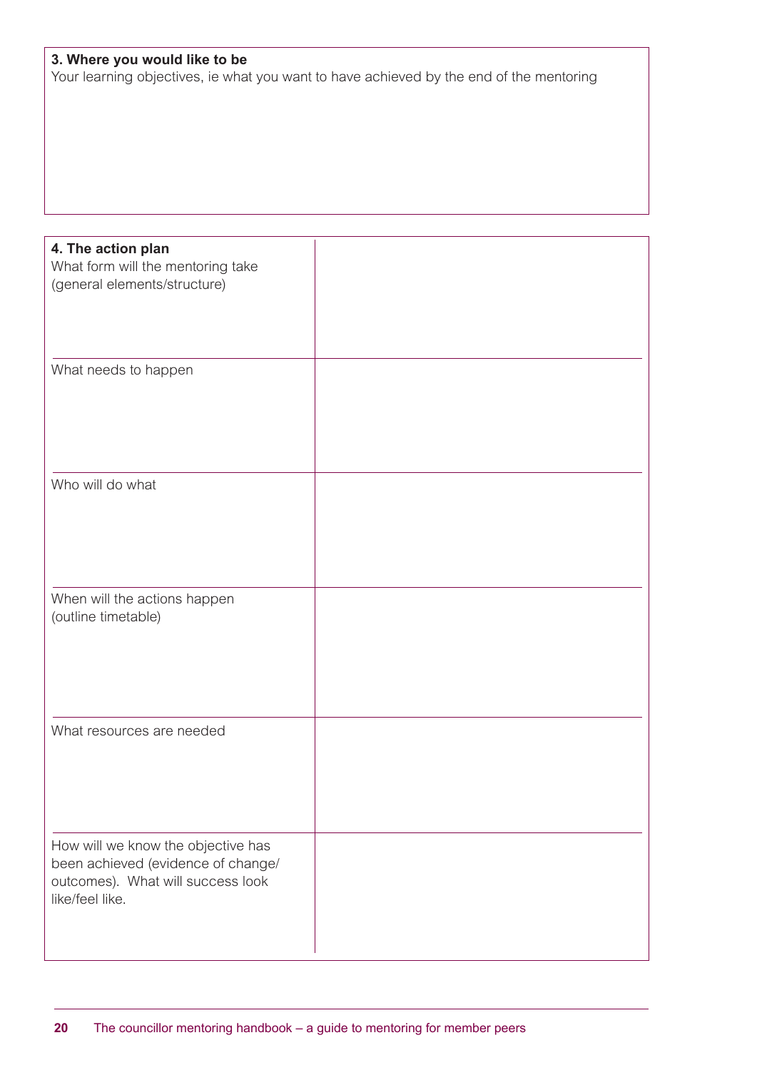**3. Where you would like to be**

Your learning objectives, ie what you want to have achieved by the end of the mentoring

| **4. The action plan** | |
|---|---|
| What form will the mentoring take (general elements/structure) | |
| What needs to happen | |
| Who will do what | |
| When will the actions happen (outline timetable) | |
| What resources are needed | |
| How will we know the objective has been achieved (evidence of change/ outcomes). What will success look like/feel like. | |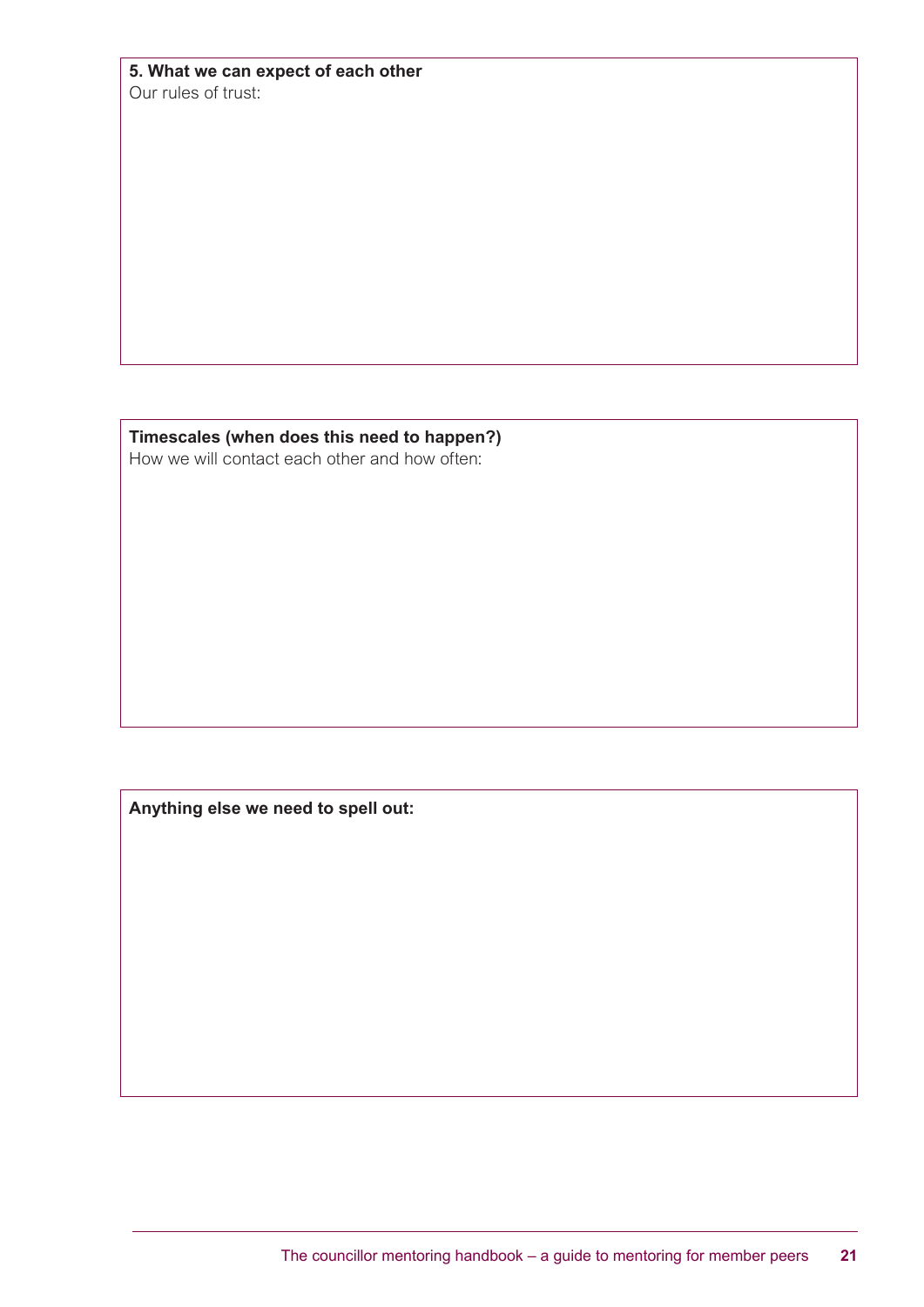**5. What we can expect of each other**

Our rules of trust:

**Timescales (when does this need to happen?)**

How we will contact each other and how often:

**Anything else we need to spell out:**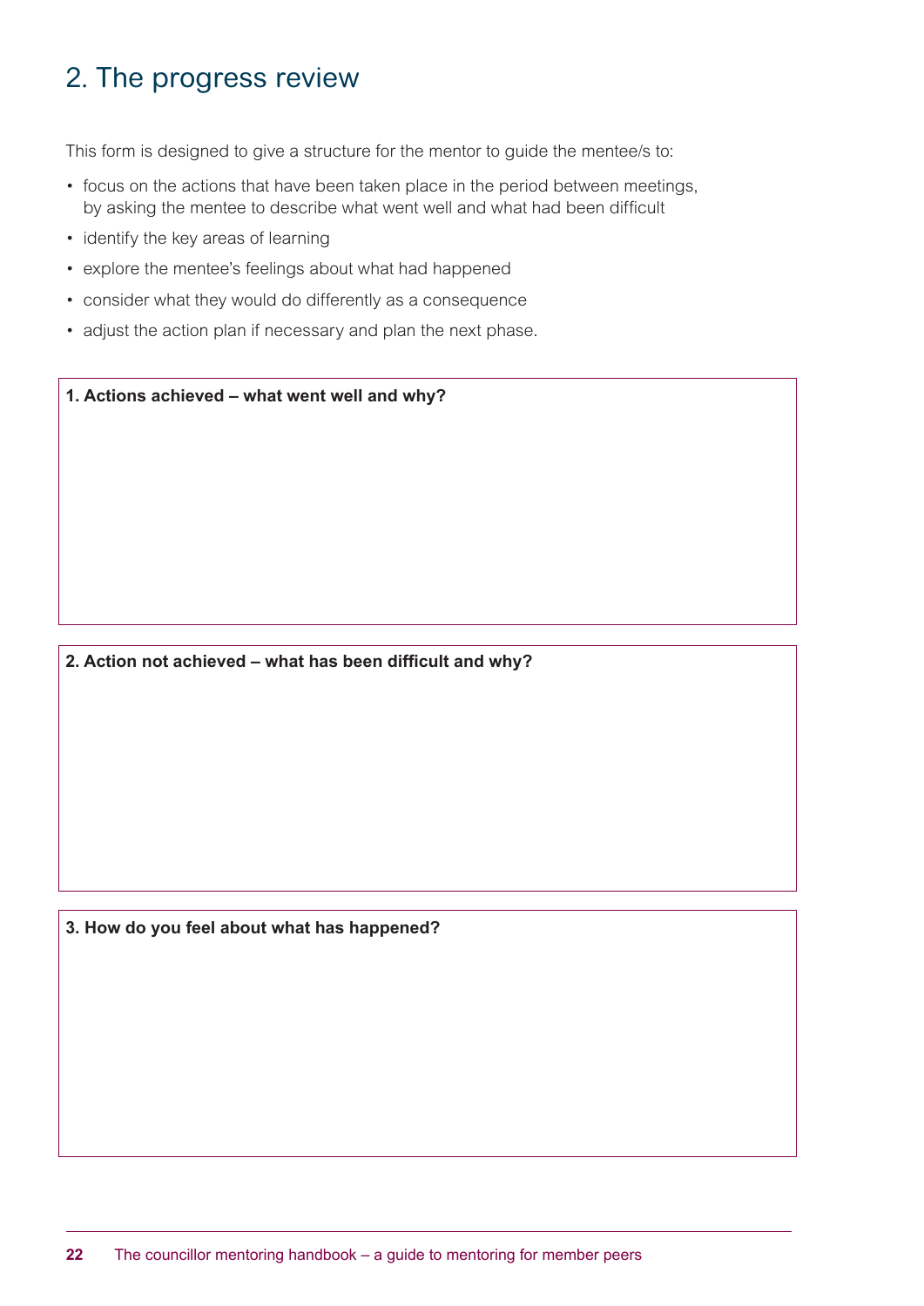## 2. The progress review

This form is designed to give a structure for the mentor to guide the mentee/s to:

- focus on the actions that have been taken place in the period between meetings, by asking the mentee to describe what went well and what had been difficult
- identify the key areas of learning
- explore the mentee's feelings about what had happened
- consider what they would do differently as a consequence
- adjust the action plan if necessary and plan the next phase.

**1. Actions achieved – what went well and why?**

**2. Action not achieved – what has been difficult and why?**

**3. How do you feel about what has happened?**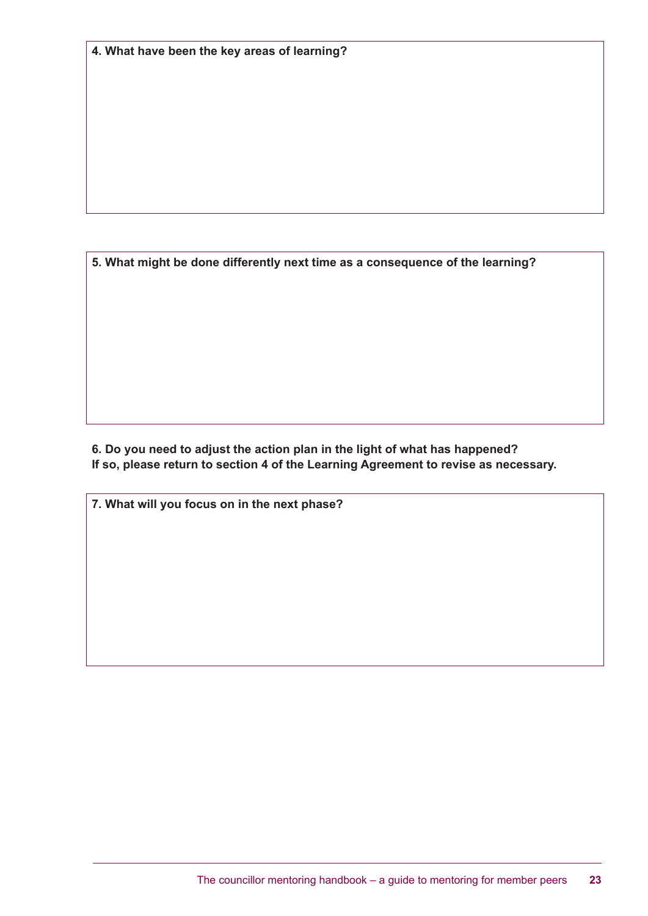**4. What have been the key areas of learning?**

**5. What might be done differently next time as a consequence of the learning?**

**6. Do you need to adjust the action plan in the light of what has happened?**
**If so, please return to section 4 of the Learning Agreement to revise as necessary.**

**7. What will you focus on in the next phase?**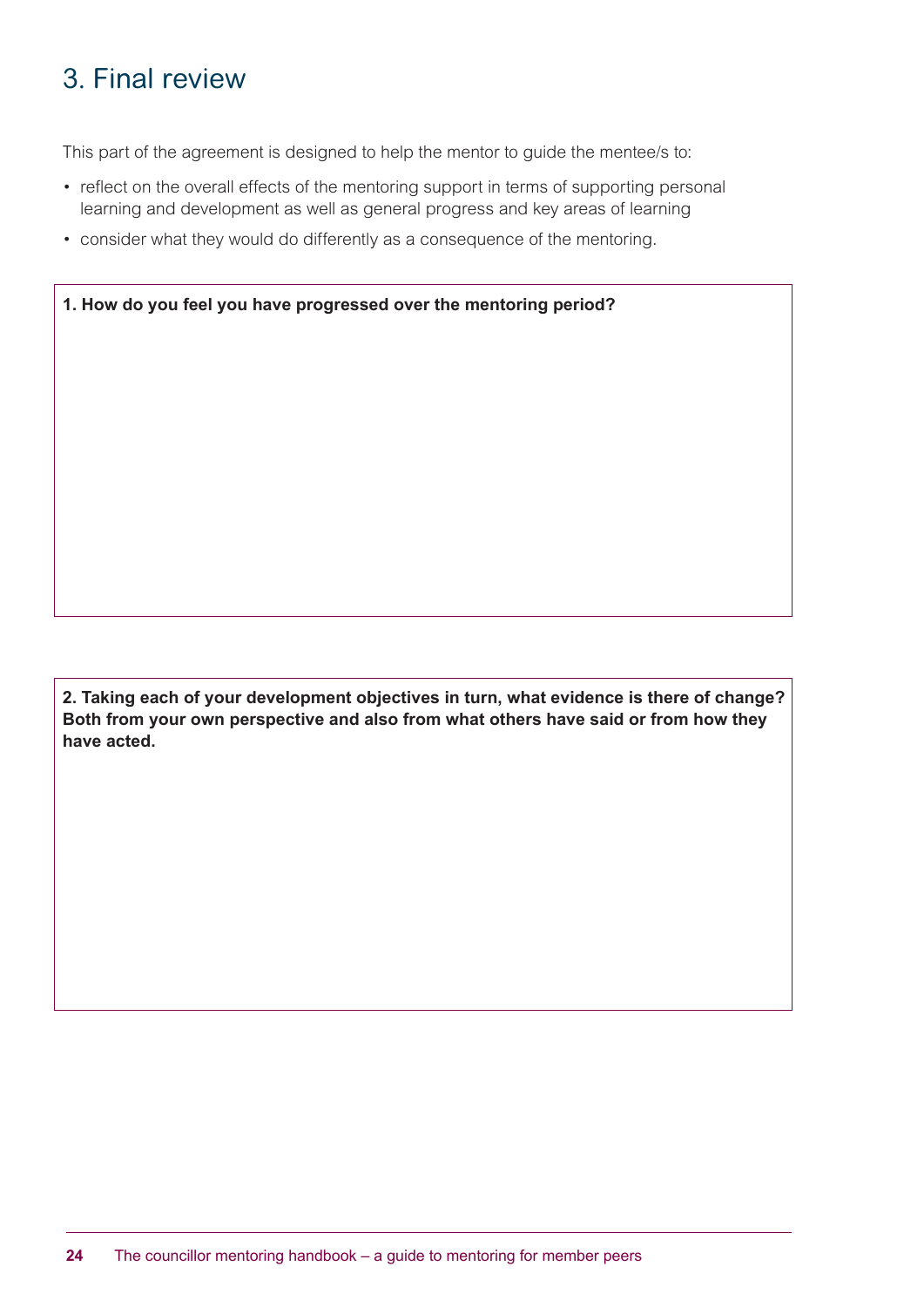## 3. Final review

This part of the agreement is designed to help the mentor to guide the mentee/s to:

- reflect on the overall effects of the mentoring support in terms of supporting personal learning and development as well as general progress and key areas of learning
- consider what they would do differently as a consequence of the mentoring.

**1. How do you feel you have progressed over the mentoring period?**

**2. Taking each of your development objectives in turn, what evidence is there of change? Both from your own perspective and also from what others have said or from how they have acted.**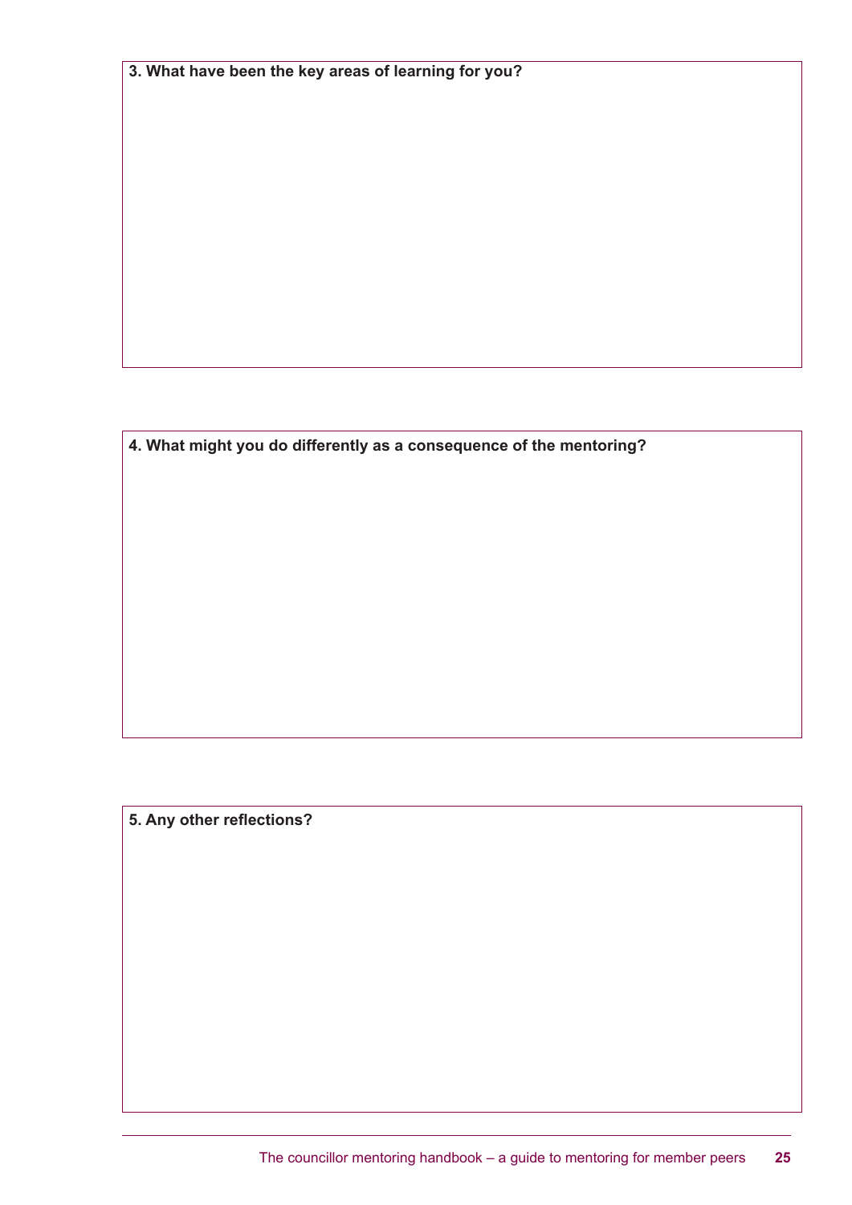**3. What have been the key areas of learning for you?**

**4. What might you do differently as a consequence of the mentoring?**

**5. Any other reflections?**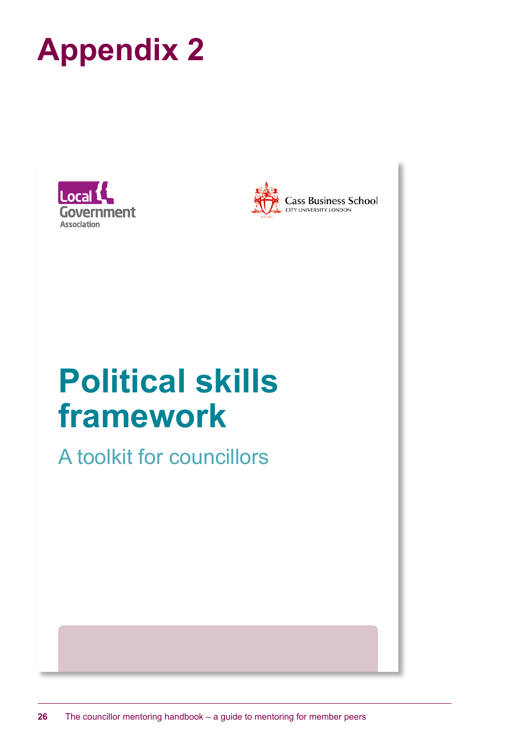# Appendix 2

Local Government Association

Cass Business School
CITY UNIVERSITY LONDON

## Political skills framework

A toolkit for councillors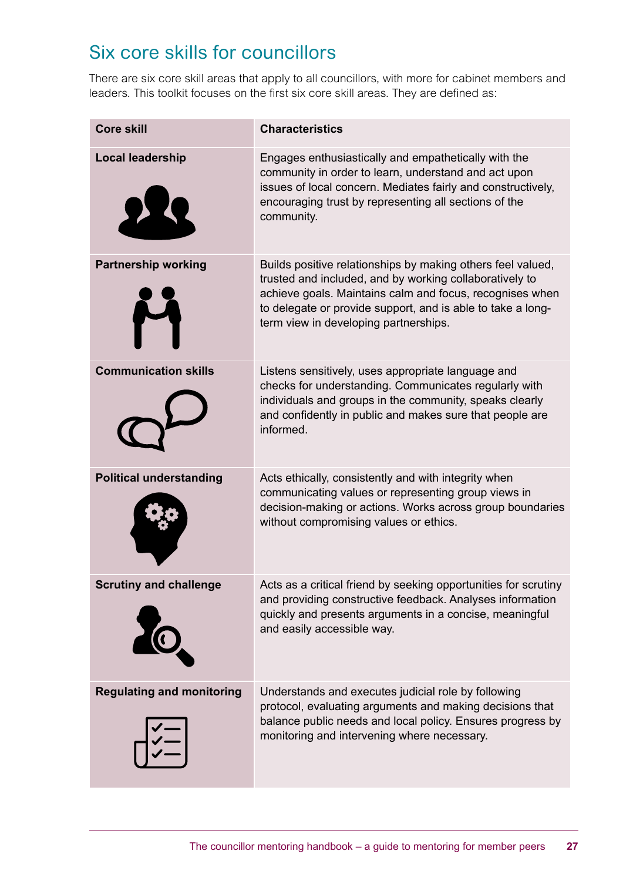## Six core skills for councillors

There are six core skill areas that apply to all councillors, with more for cabinet members and leaders. This toolkit focuses on the first six core skill areas. They are defined as:

| Core skill | Characteristics |
|---|---|
| **Local leadership** | Engages enthusiastically and empathetically with the community in order to learn, understand and act upon issues of local concern. Mediates fairly and constructively, encouraging trust by representing all sections of the community. |
| **Partnership working** | Builds positive relationships by making others feel valued, trusted and included, and by working collaboratively to achieve goals. Maintains calm and focus, recognises when to delegate or provide support, and is able to take a long-term view in developing partnerships. |
| **Communication skills** | Listens sensitively, uses appropriate language and checks for understanding. Communicates regularly with individuals and groups in the community, speaks clearly and confidently in public and makes sure that people are informed. |
| **Political understanding** | Acts ethically, consistently and with integrity when communicating values or representing group views in decision-making or actions. Works across group boundaries without compromising values or ethics. |
| **Scrutiny and challenge** | Acts as a critical friend by seeking opportunities for scrutiny and providing constructive feedback. Analyses information quickly and presents arguments in a concise, meaningful and easily accessible way. |
| **Regulating and monitoring** | Understands and executes judicial role by following protocol, evaluating arguments and making decisions that balance public needs and local policy. Ensures progress by monitoring and intervening where necessary. |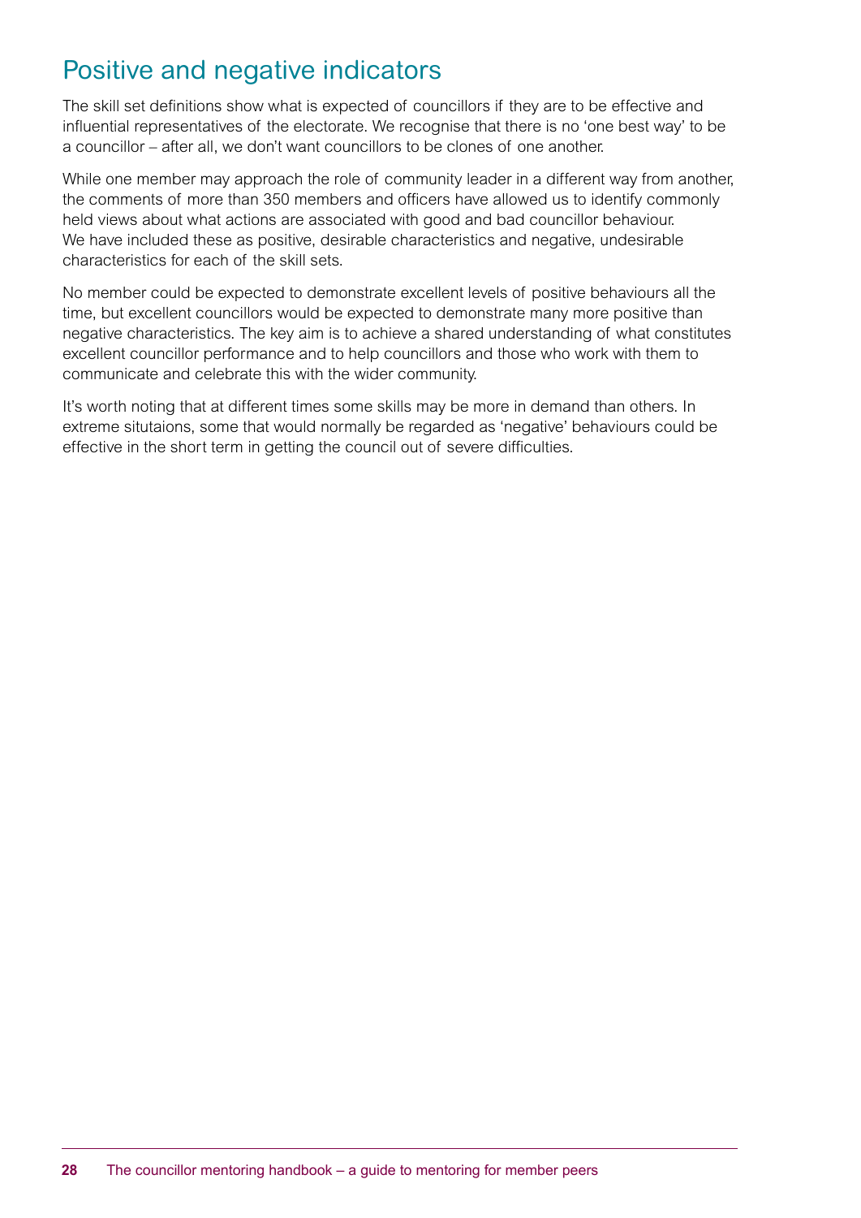## Positive and negative indicators

The skill set definitions show what is expected of councillors if they are to be effective and influential representatives of the electorate. We recognise that there is no 'one best way' to be a councillor – after all, we don't want councillors to be clones of one another.

While one member may approach the role of community leader in a different way from another, the comments of more than 350 members and officers have allowed us to identify commonly held views about what actions are associated with good and bad councillor behaviour. We have included these as positive, desirable characteristics and negative, undesirable characteristics for each of the skill sets.

No member could be expected to demonstrate excellent levels of positive behaviours all the time, but excellent councillors would be expected to demonstrate many more positive than negative characteristics. The key aim is to achieve a shared understanding of what constitutes excellent councillor performance and to help councillors and those who work with them to communicate and celebrate this with the wider community.

It's worth noting that at different times some skills may be more in demand than others. In extreme situtaions, some that would normally be regarded as 'negative' behaviours could be effective in the short term in getting the council out of severe difficulties.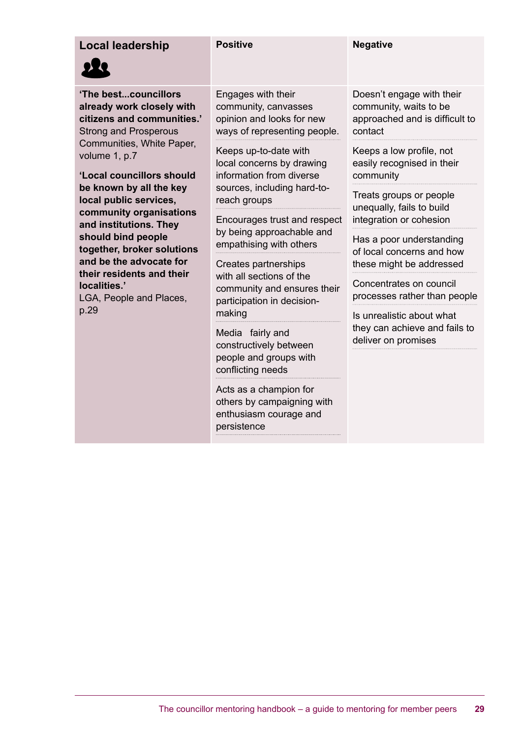| Local leadership | Positive | Negative |
|---|---|---|
| **'The best...councillors already work closely with citizens and communities.'** Strong and Prosperous Communities, White Paper, volume 1, p.7<br><br>**'Local councillors should be known by all the key local public services, community organisations and institutions. They should bind people together, broker solutions and be the advocate for their residents and their localities.'** LGA, People and Places, p.29 | Engages with their community, canvasses opinion and looks for new ways of representing people. | Doesn't engage with their community, waits to be approached and is difficult to contact |
| | Keeps up-to-date with local concerns by drawing information from diverse sources, including hard-to-reach groups | Keeps a low profile, not easily recognised in their community |
| | Encourages trust and respect by being approachable and empathising with others | Treats groups or people unequally, fails to build integration or cohesion |
| | Creates partnerships with all sections of the community and ensures their participation in decision-making | Has a poor understanding of local concerns and how these might be addressed |
| | Media fairly and constructively between people and groups with conflicting needs | Concentrates on council processes rather than people |
| | Acts as a champion for others by campaigning with enthusiasm courage and persistence | Is unrealistic about what they can achieve and fails to deliver on promises |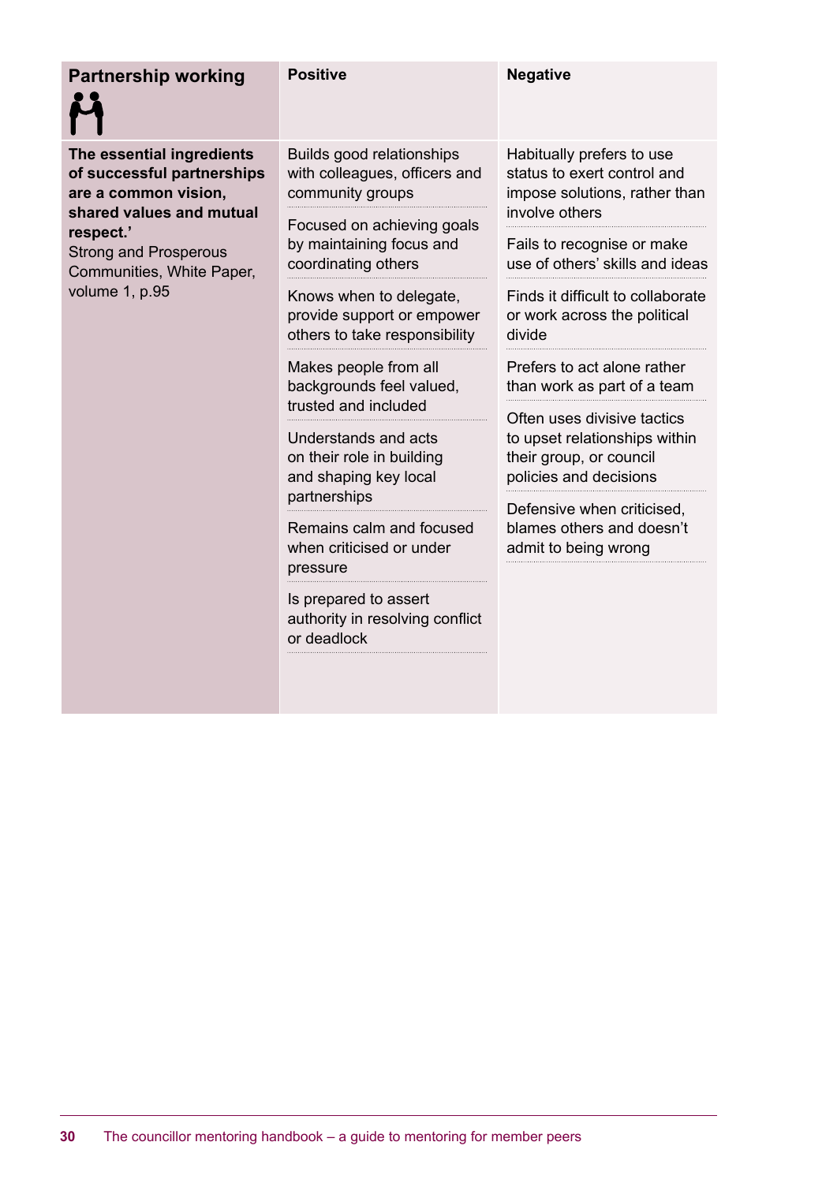| Partnership working | Positive | Negative |
|---|---|---|
| **The essential ingredients of successful partnerships are a common vision, shared values and mutual respect.'** Strong and Prosperous Communities, White Paper, volume 1, p.95 | Builds good relationships with colleagues, officers and community groups | Habitually prefers to use status to exert control and impose solutions, rather than involve others |
| | Focused on achieving goals by maintaining focus and coordinating others | Fails to recognise or make use of others' skills and ideas |
| | Knows when to delegate, provide support or empower others to take responsibility | Finds it difficult to collaborate or work across the political divide |
| | Makes people from all backgrounds feel valued, trusted and included | Prefers to act alone rather than work as part of a team |
| | Understands and acts on their role in building and shaping key local partnerships | Often uses divisive tactics to upset relationships within their group, or council policies and decisions |
| | Remains calm and focused when criticised or under pressure | Defensive when criticised, blames others and doesn't admit to being wrong |
| | Is prepared to assert authority in resolving conflict or deadlock | |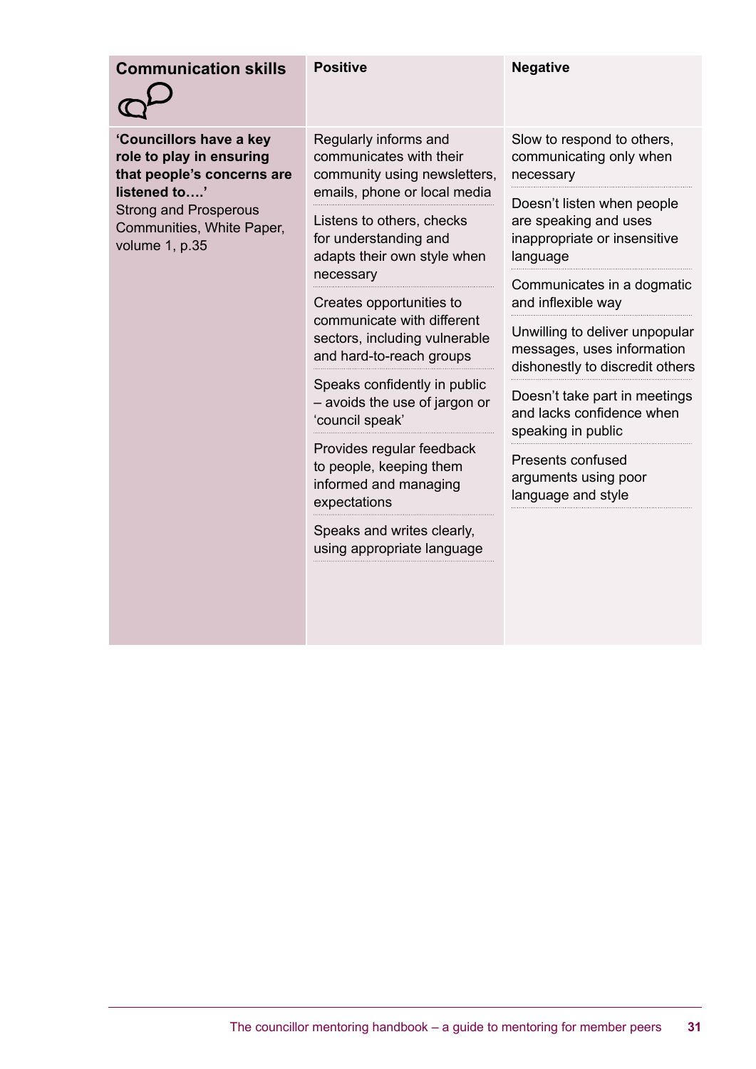| Communication skills | Positive | Negative |
|---|---|---|
| **'Councillors have a key role to play in ensuring that people's concerns are listened to….'** Strong and Prosperous Communities, White Paper, volume 1, p.35 | Regularly informs and communicates with their community using newsletters, emails, phone or local media | Slow to respond to others, communicating only when necessary |
| | Listens to others, checks for understanding and adapts their own style when necessary | Doesn't listen when people are speaking and uses inappropriate or insensitive language |
| | Creates opportunities to communicate with different sectors, including vulnerable and hard-to-reach groups | Communicates in a dogmatic and inflexible way |
| | Speaks confidently in public – avoids the use of jargon or 'council speak' | Unwilling to deliver unpopular messages, uses information dishonestly to discredit others |
| | Provides regular feedback to people, keeping them informed and managing expectations | Doesn't take part in meetings and lacks confidence when speaking in public |
| | Speaks and writes clearly, using appropriate language | Presents confused arguments using poor language and style |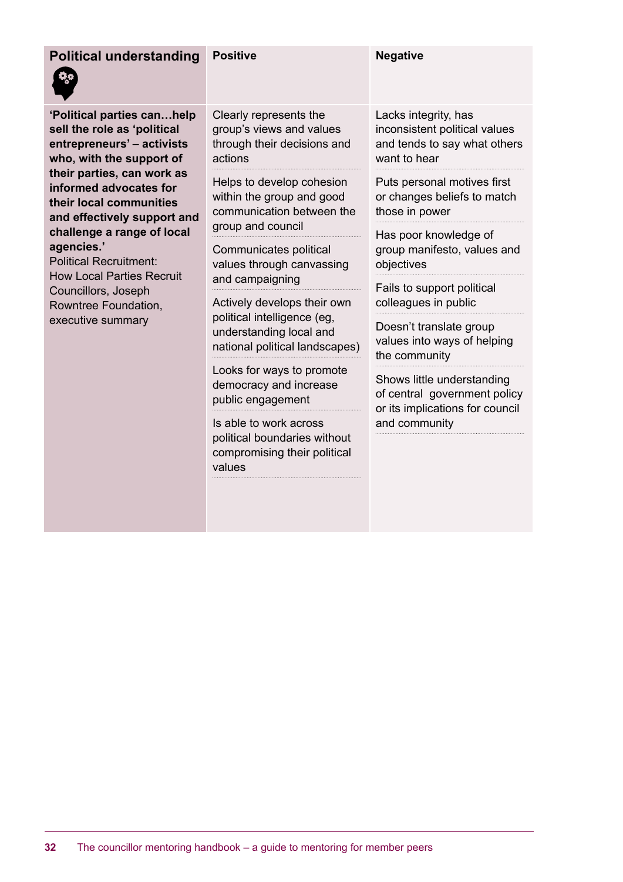| Political understanding | Positive | Negative |
|---|---|---|
| **'Political parties can…help sell the role as 'political entrepreneurs' – activists who, with the support of their parties, can work as informed advocates for their local communities and effectively support and challenge a range of local agencies.'** Political Recruitment: How Local Parties Recruit Councillors, Joseph Rowntree Foundation, executive summary | Clearly represents the group's views and values through their decisions and actions | Lacks integrity, has inconsistent political values and tends to say what others want to hear |
| | Helps to develop cohesion within the group and good communication between the group and council | Puts personal motives first or changes beliefs to match those in power |
| | Communicates political values through canvassing and campaigning | Has poor knowledge of group manifesto, values and objectives |
| | Actively develops their own political intelligence (eg, understanding local and national political landscapes) | Fails to support political colleagues in public |
| | Looks for ways to promote democracy and increase public engagement | Doesn't translate group values into ways of helping the community |
| | Is able to work across political boundaries without compromising their political values | Shows little understanding of central government policy or its implications for council and community |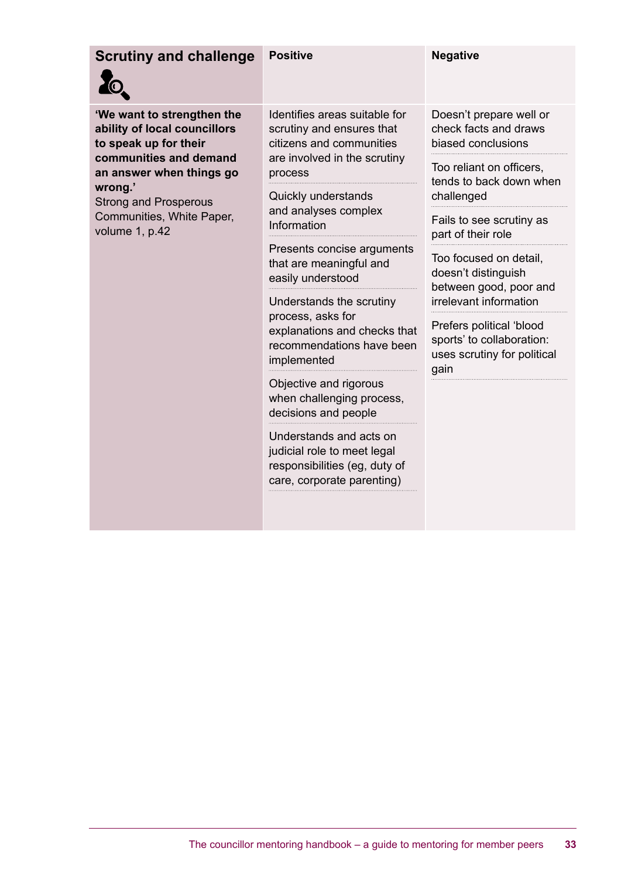| Scrutiny and challenge | Positive | Negative |
|---|---|---|
| **'We want to strengthen the ability of local councillors to speak up for their communities and demand an answer when things go wrong.'** Strong and Prosperous Communities, White Paper, volume 1, p.42 | Identifies areas suitable for scrutiny and ensures that citizens and communities are involved in the scrutiny process | Doesn't prepare well or check facts and draws biased conclusions |
| | Quickly understands and analyses complex Information | Too reliant on officers, tends to back down when challenged |
| | Presents concise arguments that are meaningful and easily understood | Fails to see scrutiny as part of their role |
| | Understands the scrutiny process, asks for explanations and checks that recommendations have been implemented | Too focused on detail, doesn't distinguish between good, poor and irrelevant information |
| | Objective and rigorous when challenging process, decisions and people | Prefers political 'blood sports' to collaboration: uses scrutiny for political gain |
| | Understands and acts on judicial role to meet legal responsibilities (eg, duty of care, corporate parenting) | |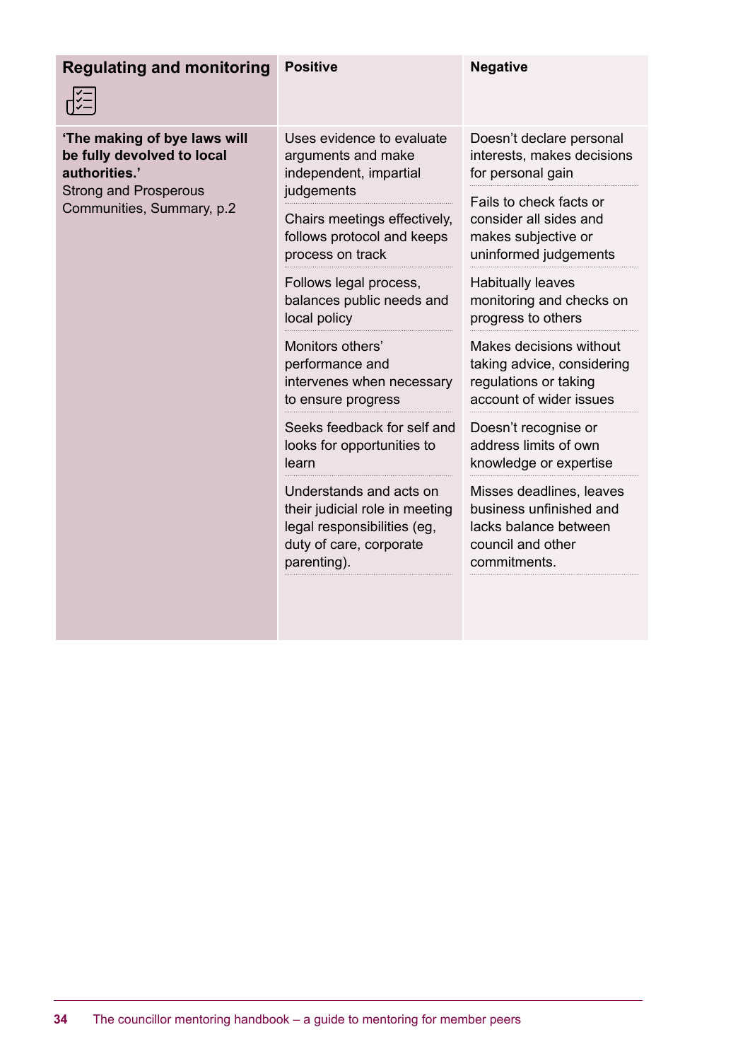| Regulating and monitoring | Positive | Negative |
|---|---|---|
| **'The making of bye laws will be fully devolved to local authorities.'** Strong and Prosperous Communities, Summary, p.2 | Uses evidence to evaluate arguments and make independent, impartial judgements | Doesn't declare personal interests, makes decisions for personal gain |
| | Chairs meetings effectively, follows protocol and keeps process on track | Fails to check facts or consider all sides and makes subjective or uninformed judgements |
| | Follows legal process, balances public needs and local policy | Habitually leaves monitoring and checks on progress to others |
| | Monitors others' performance and intervenes when necessary to ensure progress | Makes decisions without taking advice, considering regulations or taking account of wider issues |
| | Seeks feedback for self and looks for opportunities to learn | Doesn't recognise or address limits of own knowledge or expertise |
| | Understands and acts on their judicial role in meeting legal responsibilities (eg, duty of care, corporate parenting). | Misses deadlines, leaves business unfinished and lacks balance between council and other commitments. |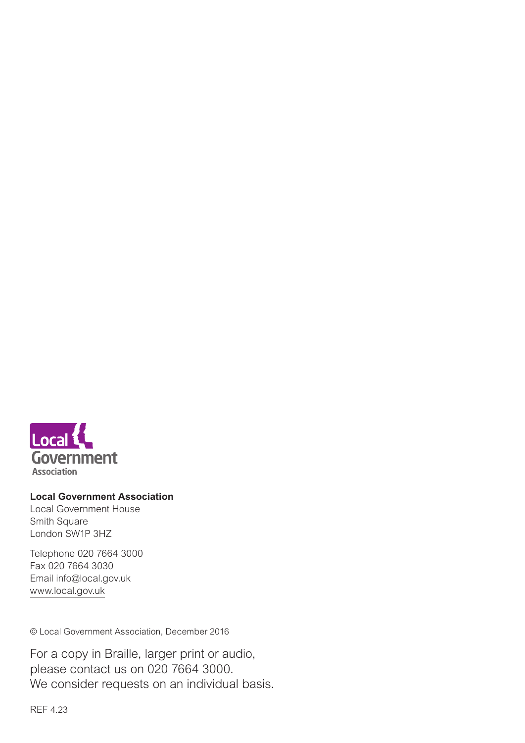Local Government Association

**Local Government Association**
Local Government House
Smith Square
London SW1P 3HZ

Telephone 020 7664 3000
Fax 020 7664 3030
Email info@local.gov.uk
www.local.gov.uk

© Local Government Association, December 2016

For a copy in Braille, larger print or audio, please contact us on 020 7664 3000. We consider requests on an individual basis.

REF 4.23